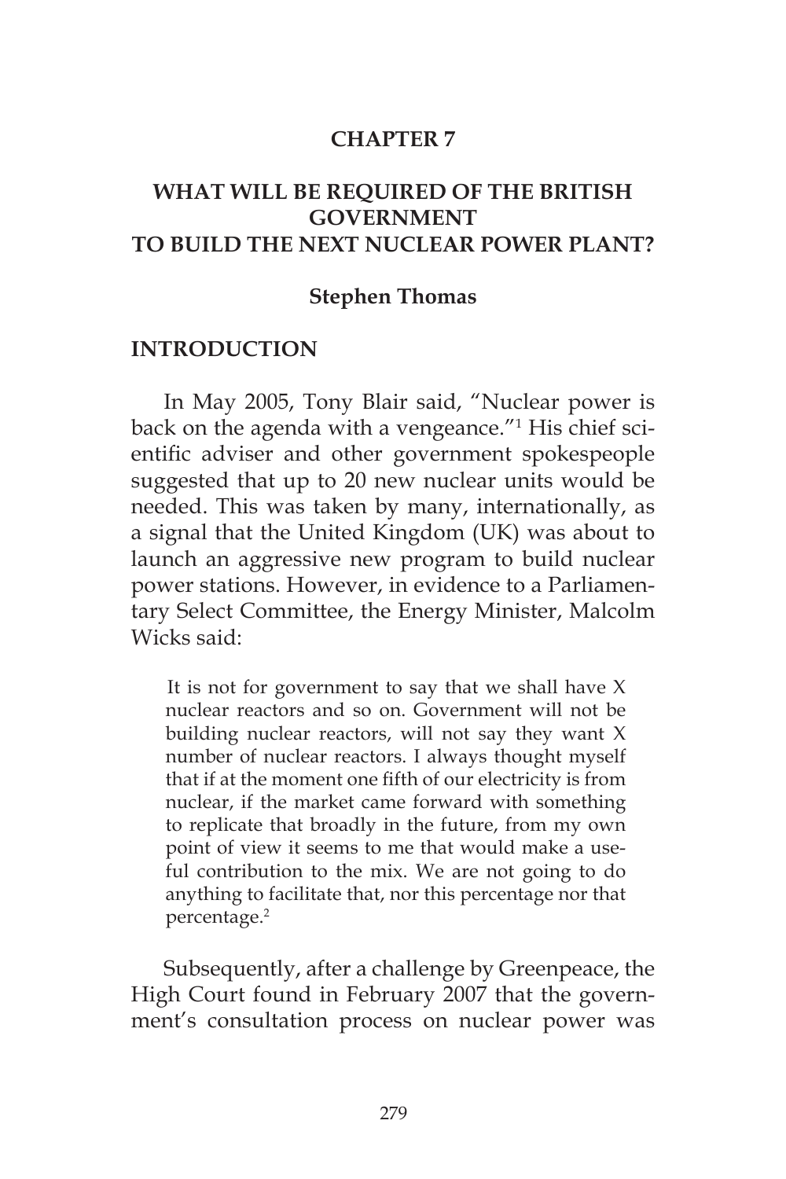# CHAPTER 7

## WHAT WILL BE REQUIRED OF THE BRITISH GOVERNMENT TO BUILD THE NEXT NUCLEAR POWER PLANT?

**Stephen Thomas**

## INTRODUCTION

In May 2005, Tony Blair said, "Nuclear power is back on the agenda with a vengeance."[1] His chief scientific adviser and other government spokespeople suggested that up to 20 new nuclear units would be needed. This was taken by many, internationally, as a signal that the United Kingdom (UK) was about to launch an aggressive new program to build nuclear power stations. However, in evidence to a Parliamentary Select Committee, the Energy Minister, Malcolm Wicks said:

> It is not for government to say that we shall have X nuclear reactors and so on. Government will not be building nuclear reactors, will not say they want X number of nuclear reactors. I always thought myself that if at the moment one fifth of our electricity is from nuclear, if the market came forward with something to replicate that broadly in the future, from my own point of view it seems to me that would make a useful contribution to the mix. We are not going to do anything to facilitate that, nor this percentage nor that percentage.[2]

Subsequently, after a challenge by Greenpeace, the High Court found in February 2007 that the government's consultation process on nuclear power was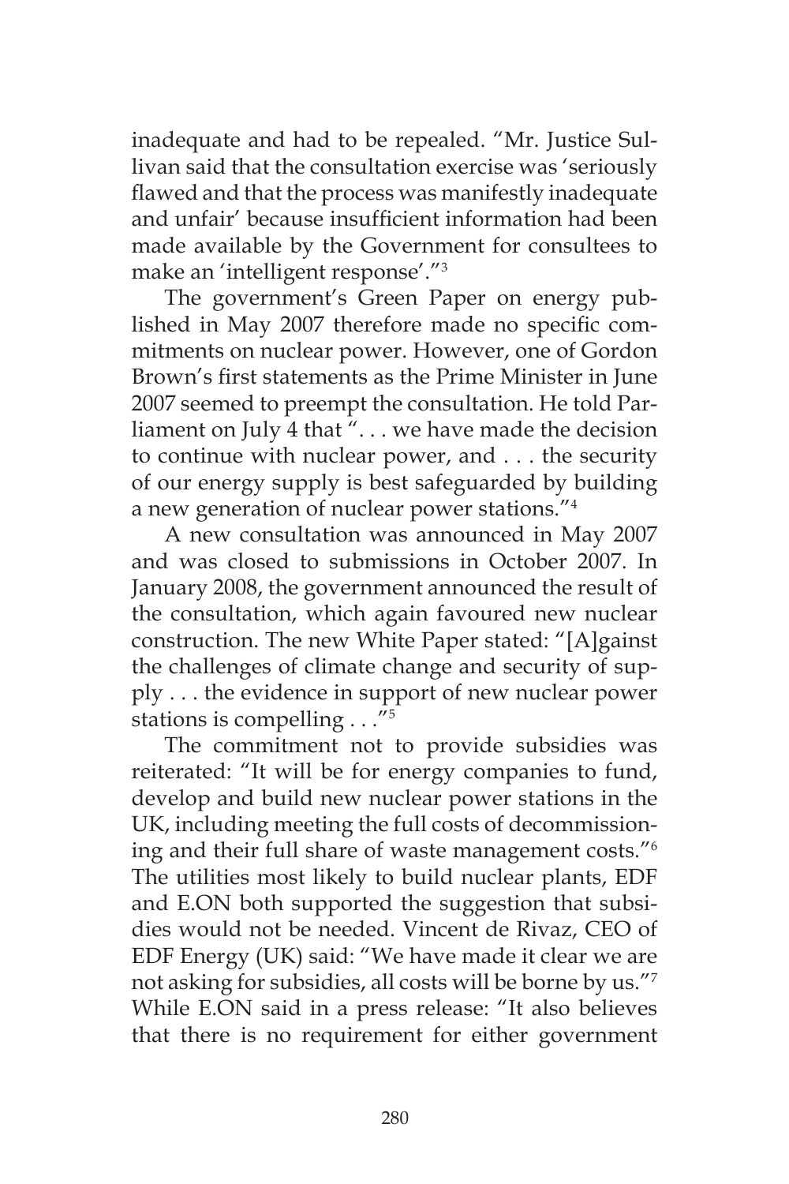inadequate and had to be repealed. "Mr. Justice Sullivan said that the consultation exercise was 'seriously flawed and that the process was manifestly inadequate and unfair' because insufficient information had been made available by the Government for consultees to make an 'intelligent response'."[3]

The government's Green Paper on energy published in May 2007 therefore made no specific commitments on nuclear power. However, one of Gordon Brown's first statements as the Prime Minister in June 2007 seemed to preempt the consultation. He told Parliament on July 4 that ". . . we have made the decision to continue with nuclear power, and . . . the security of our energy supply is best safeguarded by building a new generation of nuclear power stations."[4]

A new consultation was announced in May 2007 and was closed to submissions in October 2007. In January 2008, the government announced the result of the consultation, which again favoured new nuclear construction. The new White Paper stated: "[A]gainst the challenges of climate change and security of supply . . . the evidence in support of new nuclear power stations is compelling . . ."[5]

The commitment not to provide subsidies was reiterated: "It will be for energy companies to fund, develop and build new nuclear power stations in the UK, including meeting the full costs of decommissioning and their full share of waste management costs."[6] The utilities most likely to build nuclear plants, EDF and E.ON both supported the suggestion that subsidies would not be needed. Vincent de Rivaz, CEO of EDF Energy (UK) said: "We have made it clear we are not asking for subsidies, all costs will be borne by us."[7] While E.ON said in a press release: "It also believes that there is no requirement for either government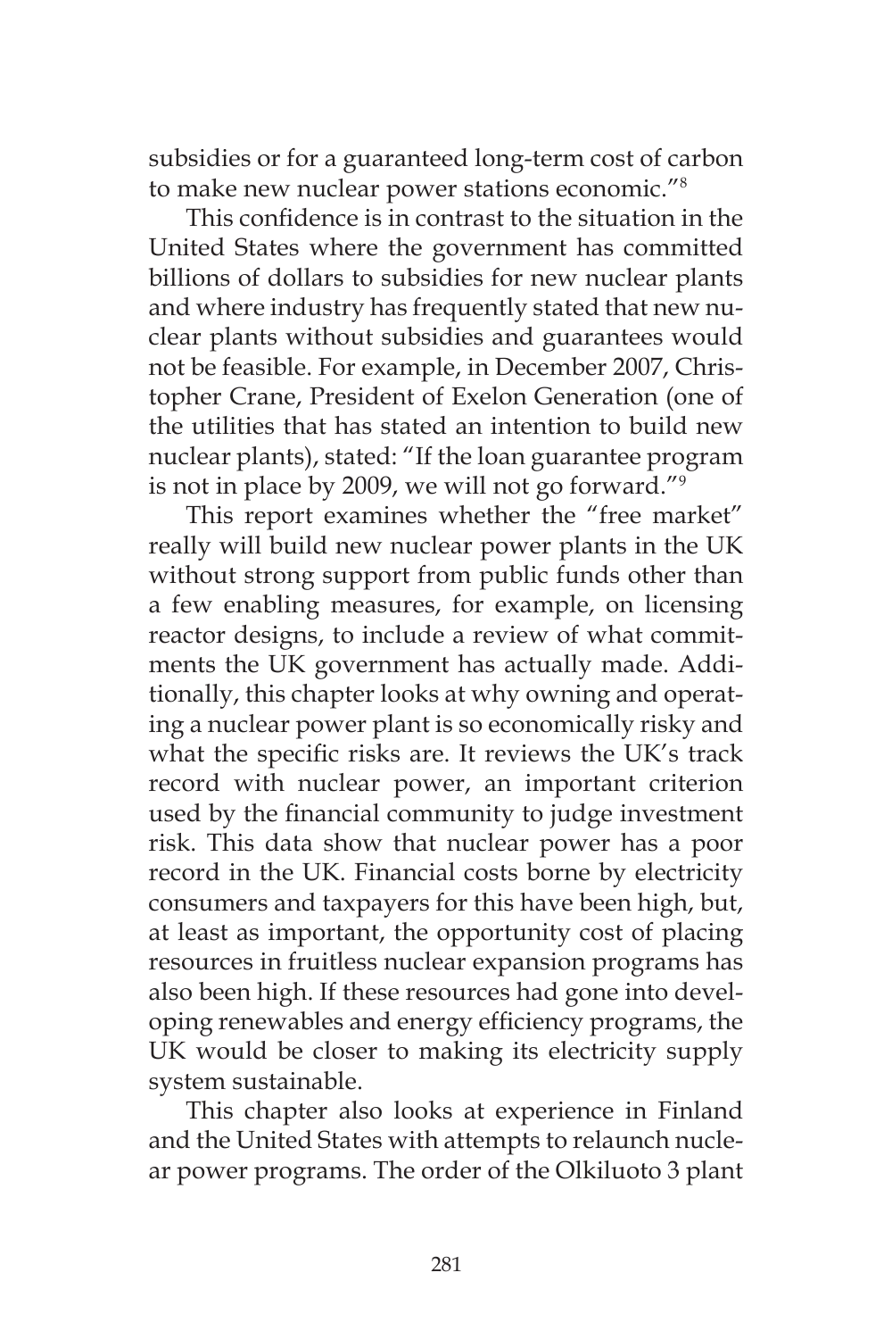subsidies or for a guaranteed long-term cost of carbon to make new nuclear power stations economic."[8]

This confidence is in contrast to the situation in the United States where the government has committed billions of dollars to subsidies for new nuclear plants and where industry has frequently stated that new nuclear plants without subsidies and guarantees would not be feasible. For example, in December 2007, Christopher Crane, President of Exelon Generation (one of the utilities that has stated an intention to build new nuclear plants), stated: "If the loan guarantee program is not in place by 2009, we will not go forward."[9]

This report examines whether the "free market" really will build new nuclear power plants in the UK without strong support from public funds other than a few enabling measures, for example, on licensing reactor designs, to include a review of what commitments the UK government has actually made. Additionally, this chapter looks at why owning and operating a nuclear power plant is so economically risky and what the specific risks are. It reviews the UK's track record with nuclear power, an important criterion used by the financial community to judge investment risk. This data show that nuclear power has a poor record in the UK. Financial costs borne by electricity consumers and taxpayers for this have been high, but, at least as important, the opportunity cost of placing resources in fruitless nuclear expansion programs has also been high. If these resources had gone into developing renewables and energy efficiency programs, the UK would be closer to making its electricity supply system sustainable.

This chapter also looks at experience in Finland and the United States with attempts to relaunch nuclear power programs. The order of the Olkiluoto 3 plant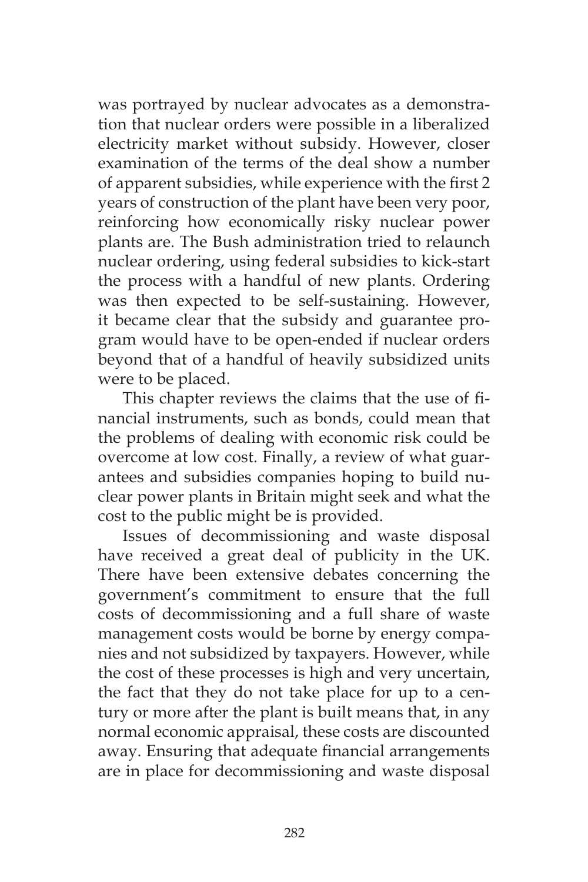was portrayed by nuclear advocates as a demonstration that nuclear orders were possible in a liberalized electricity market without subsidy. However, closer examination of the terms of the deal show a number of apparent subsidies, while experience with the first 2 years of construction of the plant have been very poor, reinforcing how economically risky nuclear power plants are. The Bush administration tried to relaunch nuclear ordering, using federal subsidies to kick-start the process with a handful of new plants. Ordering was then expected to be self-sustaining. However, it became clear that the subsidy and guarantee program would have to be open-ended if nuclear orders beyond that of a handful of heavily subsidized units were to be placed.

This chapter reviews the claims that the use of financial instruments, such as bonds, could mean that the problems of dealing with economic risk could be overcome at low cost. Finally, a review of what guarantees and subsidies companies hoping to build nuclear power plants in Britain might seek and what the cost to the public might be is provided.

Issues of decommissioning and waste disposal have received a great deal of publicity in the UK. There have been extensive debates concerning the government's commitment to ensure that the full costs of decommissioning and a full share of waste management costs would be borne by energy companies and not subsidized by taxpayers. However, while the cost of these processes is high and very uncertain, the fact that they do not take place for up to a century or more after the plant is built means that, in any normal economic appraisal, these costs are discounted away. Ensuring that adequate financial arrangements are in place for decommissioning and waste disposal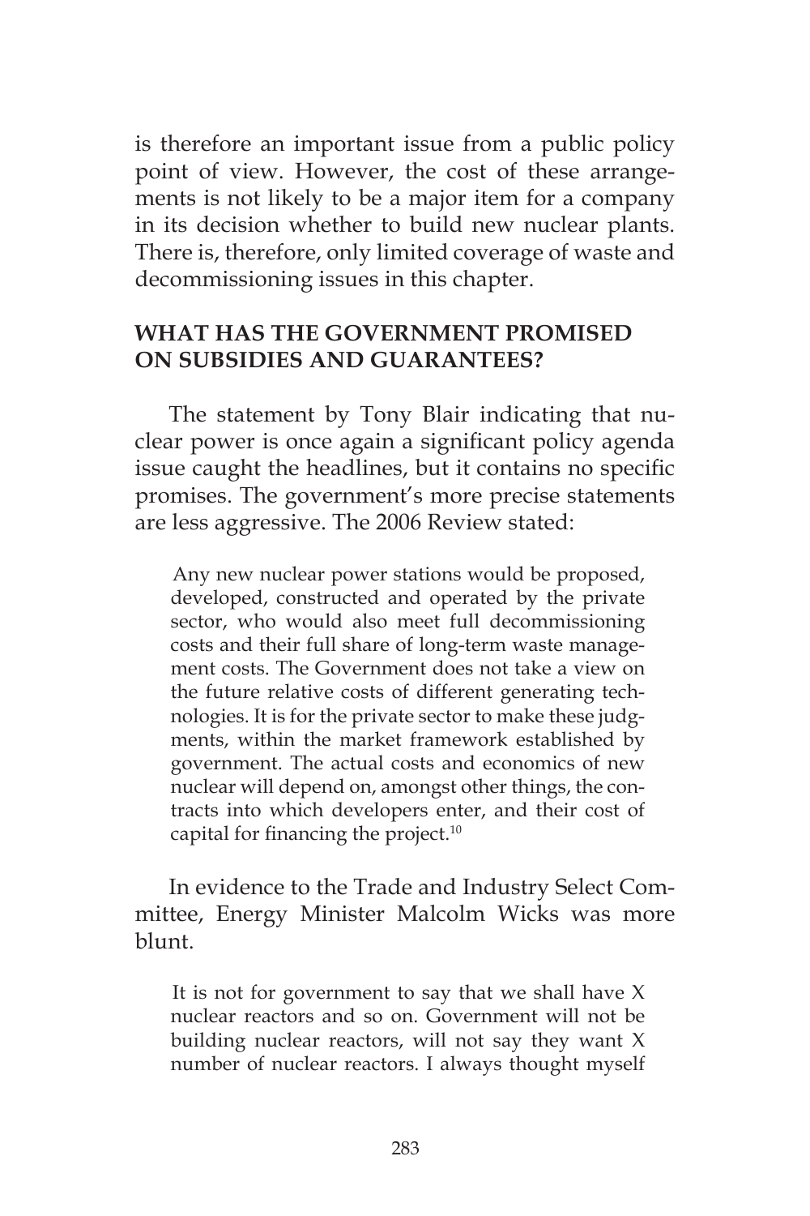is therefore an important issue from a public policy point of view. However, the cost of these arrangements is not likely to be a major item for a company in its decision whether to build new nuclear plants. There is, therefore, only limited coverage of waste and decommissioning issues in this chapter.

## WHAT HAS THE GOVERNMENT PROMISED ON SUBSIDIES AND GUARANTEES?

The statement by Tony Blair indicating that nuclear power is once again a significant policy agenda issue caught the headlines, but it contains no specific promises. The government's more precise statements are less aggressive. The 2006 Review stated:

> Any new nuclear power stations would be proposed, developed, constructed and operated by the private sector, who would also meet full decommissioning costs and their full share of long-term waste management costs. The Government does not take a view on the future relative costs of different generating technologies. It is for the private sector to make these judgments, within the market framework established by government. The actual costs and economics of new nuclear will depend on, amongst other things, the contracts into which developers enter, and their cost of capital for financing the project.[10]

In evidence to the Trade and Industry Select Committee, Energy Minister Malcolm Wicks was more blunt.

> It is not for government to say that we shall have X nuclear reactors and so on. Government will not be building nuclear reactors, will not say they want X number of nuclear reactors. I always thought myself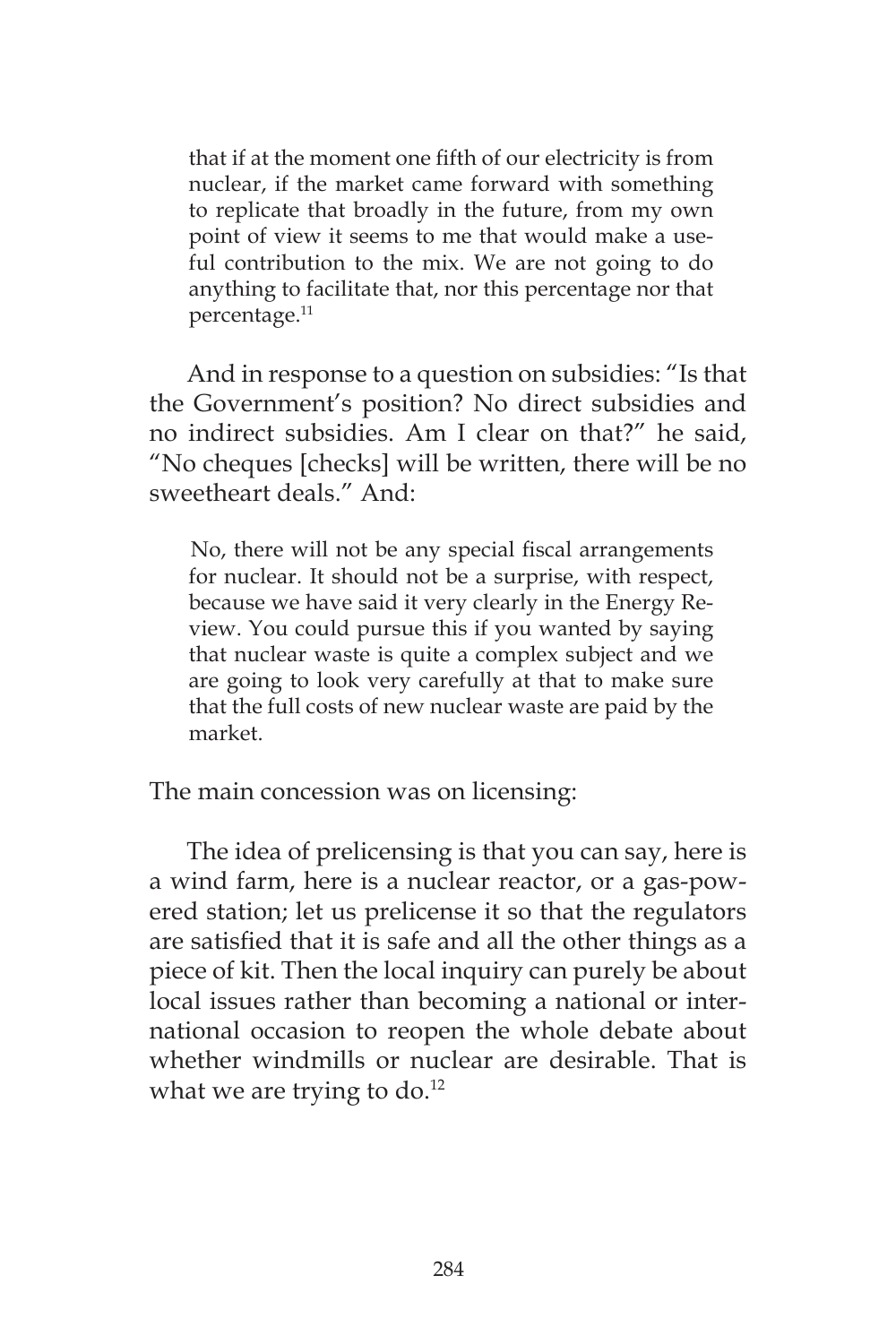> that if at the moment one fifth of our electricity is from nuclear, if the market came forward with something to replicate that broadly in the future, from my own point of view it seems to me that would make a useful contribution to the mix. We are not going to do anything to facilitate that, nor this percentage nor that percentage.[11]

And in response to a question on subsidies: "Is that the Government's position? No direct subsidies and no indirect subsidies. Am I clear on that?" he said, "No cheques [checks] will be written, there will be no sweetheart deals." And:

> No, there will not be any special fiscal arrangements for nuclear. It should not be a surprise, with respect, because we have said it very clearly in the Energy Review. You could pursue this if you wanted by saying that nuclear waste is quite a complex subject and we are going to look very carefully at that to make sure that the full costs of new nuclear waste are paid by the market.

The main concession was on licensing:

The idea of prelicensing is that you can say, here is a wind farm, here is a nuclear reactor, or a gas-powered station; let us prelicense it so that the regulators are satisfied that it is safe and all the other things as a piece of kit. Then the local inquiry can purely be about local issues rather than becoming a national or international occasion to reopen the whole debate about whether windmills or nuclear are desirable. That is what we are trying to do.[12]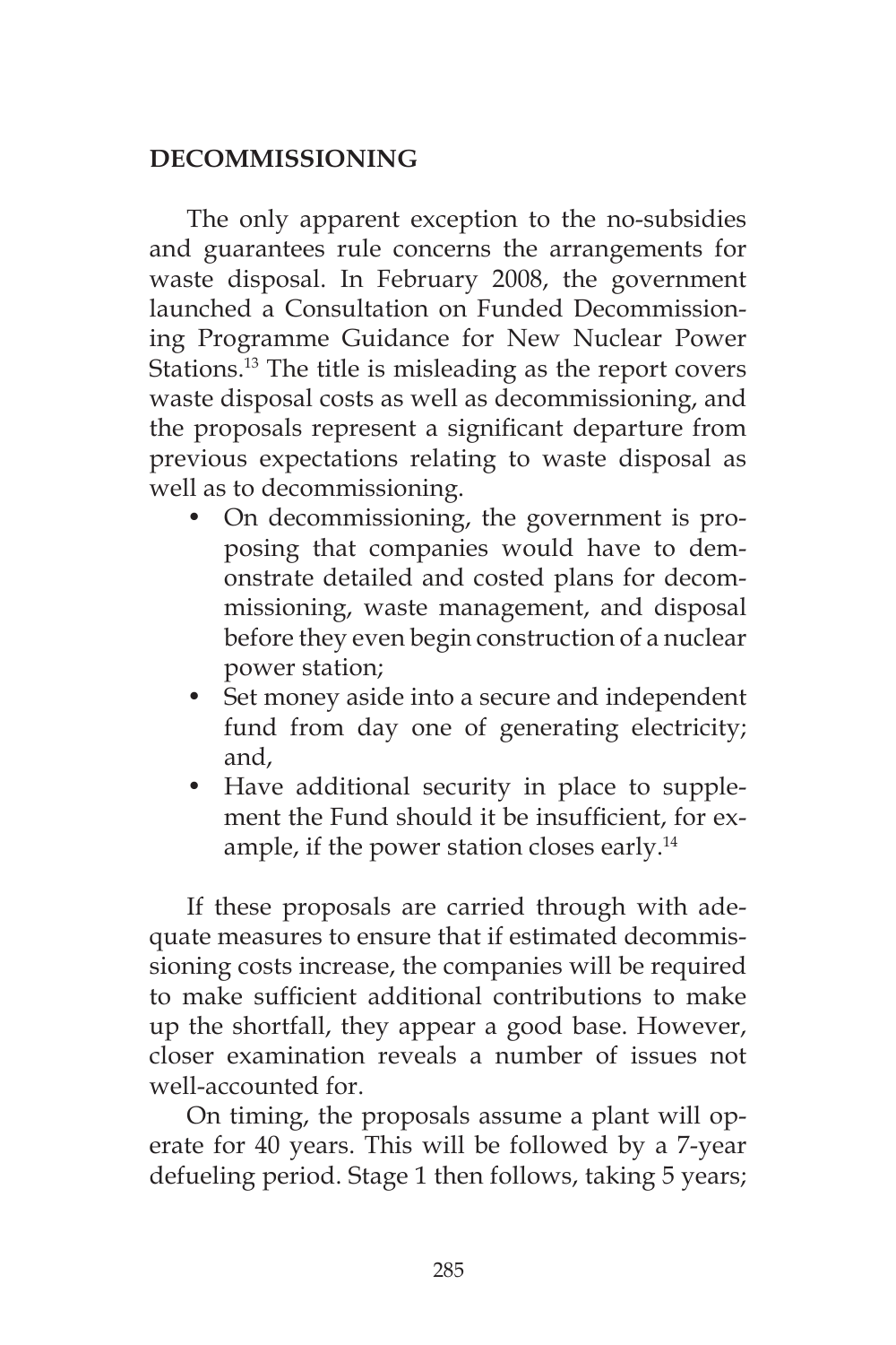## DECOMMISSIONING

The only apparent exception to the no-subsidies and guarantees rule concerns the arrangements for waste disposal. In February 2008, the government launched a Consultation on Funded Decommissioning Programme Guidance for New Nuclear Power Stations.[13] The title is misleading as the report covers waste disposal costs as well as decommissioning, and the proposals represent a significant departure from previous expectations relating to waste disposal as well as to decommissioning.

- On decommissioning, the government is proposing that companies would have to demonstrate detailed and costed plans for decommissioning, waste management, and disposal before they even begin construction of a nuclear power station;
- Set money aside into a secure and independent fund from day one of generating electricity; and,
- Have additional security in place to supplement the Fund should it be insufficient, for example, if the power station closes early.[14]

If these proposals are carried through with adequate measures to ensure that if estimated decommissioning costs increase, the companies will be required to make sufficient additional contributions to make up the shortfall, they appear a good base. However, closer examination reveals a number of issues not well-accounted for.

On timing, the proposals assume a plant will operate for 40 years. This will be followed by a 7-year defueling period. Stage 1 then follows, taking 5 years;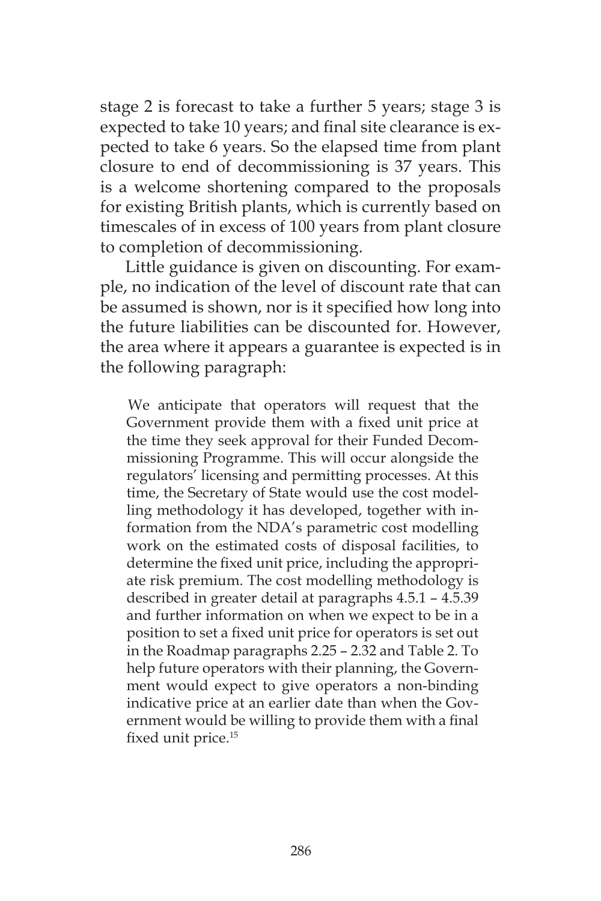stage 2 is forecast to take a further 5 years; stage 3 is expected to take 10 years; and final site clearance is expected to take 6 years. So the elapsed time from plant closure to end of decommissioning is 37 years. This is a welcome shortening compared to the proposals for existing British plants, which is currently based on timescales of in excess of 100 years from plant closure to completion of decommissioning.

Little guidance is given on discounting. For example, no indication of the level of discount rate that can be assumed is shown, nor is it specified how long into the future liabilities can be discounted for. However, the area where it appears a guarantee is expected is in the following paragraph:

> We anticipate that operators will request that the Government provide them with a fixed unit price at the time they seek approval for their Funded Decommissioning Programme. This will occur alongside the regulators' licensing and permitting processes. At this time, the Secretary of State would use the cost modelling methodology it has developed, together with information from the NDA's parametric cost modelling work on the estimated costs of disposal facilities, to determine the fixed unit price, including the appropriate risk premium. The cost modelling methodology is described in greater detail at paragraphs 4.5.1 – 4.5.39 and further information on when we expect to be in a position to set a fixed unit price for operators is set out in the Roadmap paragraphs 2.25 – 2.32 and Table 2. To help future operators with their planning, the Government would expect to give operators a non-binding indicative price at an earlier date than when the Government would be willing to provide them with a final fixed unit price.[15]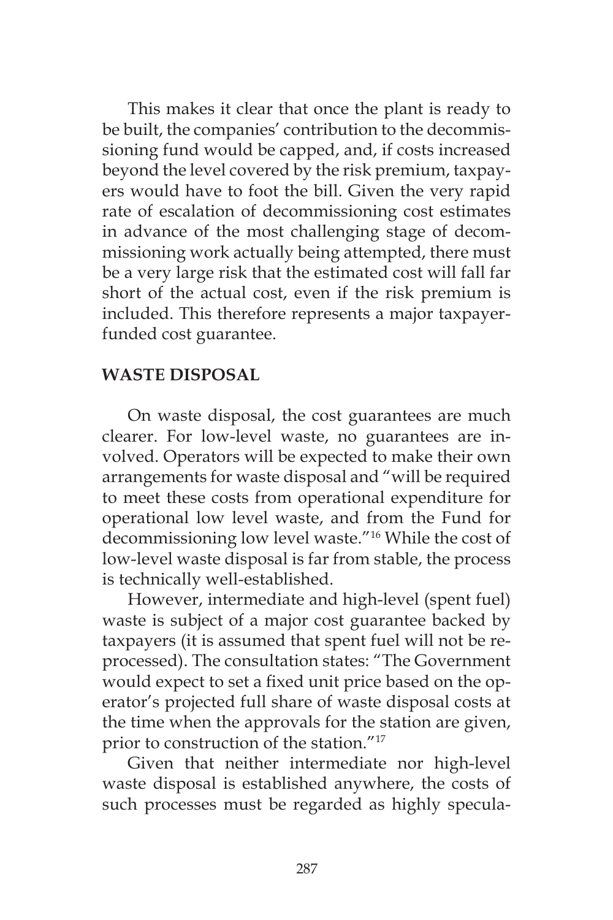This makes it clear that once the plant is ready to be built, the companies' contribution to the decommissioning fund would be capped, and, if costs increased beyond the level covered by the risk premium, taxpayers would have to foot the bill. Given the very rapid rate of escalation of decommissioning cost estimates in advance of the most challenging stage of decommissioning work actually being attempted, there must be a very large risk that the estimated cost will fall far short of the actual cost, even if the risk premium is included. This therefore represents a major taxpayer-funded cost guarantee.

## WASTE DISPOSAL

On waste disposal, the cost guarantees are much clearer. For low-level waste, no guarantees are involved. Operators will be expected to make their own arrangements for waste disposal and "will be required to meet these costs from operational expenditure for operational low level waste, and from the Fund for decommissioning low level waste."[16] While the cost of low-level waste disposal is far from stable, the process is technically well-established.

However, intermediate and high-level (spent fuel) waste is subject of a major cost guarantee backed by taxpayers (it is assumed that spent fuel will not be reprocessed). The consultation states: "The Government would expect to set a fixed unit price based on the operator's projected full share of waste disposal costs at the time when the approvals for the station are given, prior to construction of the station."[17]

Given that neither intermediate nor high-level waste disposal is established anywhere, the costs of such processes must be regarded as highly specula-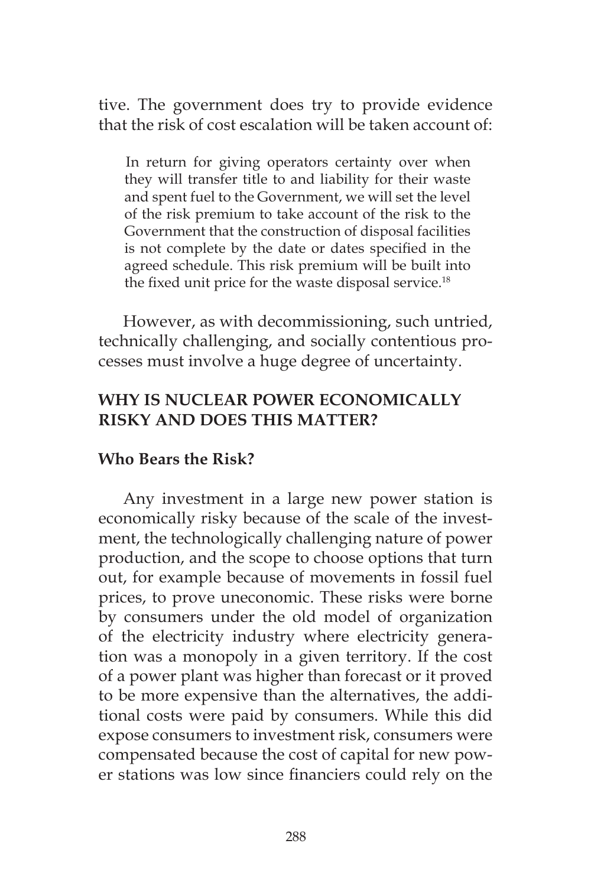tive. The government does try to provide evidence that the risk of cost escalation will be taken account of:

> In return for giving operators certainty over when they will transfer title to and liability for their waste and spent fuel to the Government, we will set the level of the risk premium to take account of the risk to the Government that the construction of disposal facilities is not complete by the date or dates specified in the agreed schedule. This risk premium will be built into the fixed unit price for the waste disposal service.[18]

However, as with decommissioning, such untried, technically challenging, and socially contentious processes must involve a huge degree of uncertainty.

## WHY IS NUCLEAR POWER ECONOMICALLY RISKY AND DOES THIS MATTER?

### Who Bears the Risk?

Any investment in a large new power station is economically risky because of the scale of the investment, the technologically challenging nature of power production, and the scope to choose options that turn out, for example because of movements in fossil fuel prices, to prove uneconomic. These risks were borne by consumers under the old model of organization of the electricity industry where electricity generation was a monopoly in a given territory. If the cost of a power plant was higher than forecast or it proved to be more expensive than the alternatives, the additional costs were paid by consumers. While this did expose consumers to investment risk, consumers were compensated because the cost of capital for new power stations was low since financiers could rely on the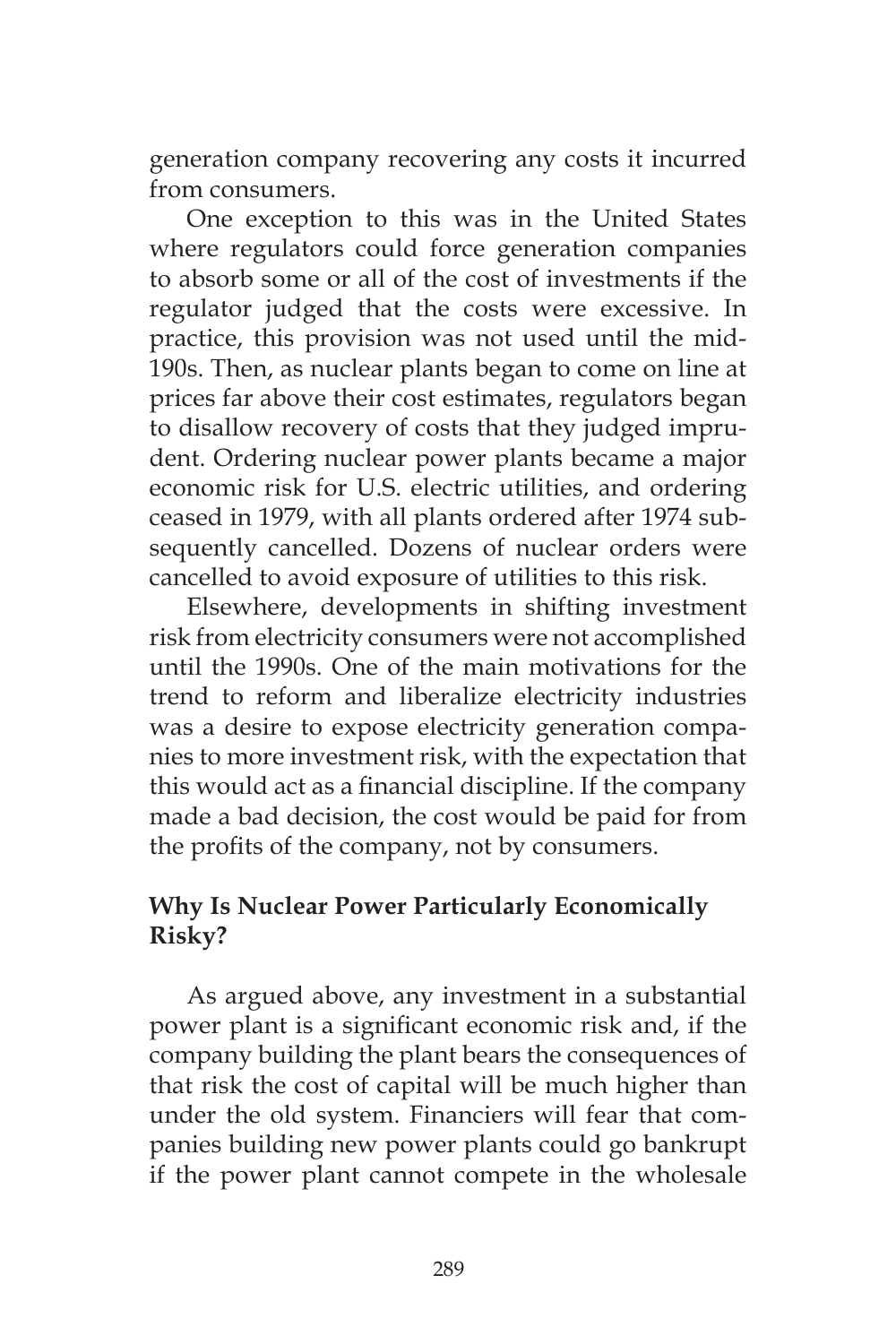generation company recovering any costs it incurred from consumers.

One exception to this was in the United States where regulators could force generation companies to absorb some or all of the cost of investments if the regulator judged that the costs were excessive. In practice, this provision was not used until the mid-190s. Then, as nuclear plants began to come on line at prices far above their cost estimates, regulators began to disallow recovery of costs that they judged imprudent. Ordering nuclear power plants became a major economic risk for U.S. electric utilities, and ordering ceased in 1979, with all plants ordered after 1974 subsequently cancelled. Dozens of nuclear orders were cancelled to avoid exposure of utilities to this risk.

Elsewhere, developments in shifting investment risk from electricity consumers were not accomplished until the 1990s. One of the main motivations for the trend to reform and liberalize electricity industries was a desire to expose electricity generation companies to more investment risk, with the expectation that this would act as a financial discipline. If the company made a bad decision, the cost would be paid for from the profits of the company, not by consumers.

## Why Is Nuclear Power Particularly Economically Risky?

As argued above, any investment in a substantial power plant is a significant economic risk and, if the company building the plant bears the consequences of that risk the cost of capital will be much higher than under the old system. Financiers will fear that companies building new power plants could go bankrupt if the power plant cannot compete in the wholesale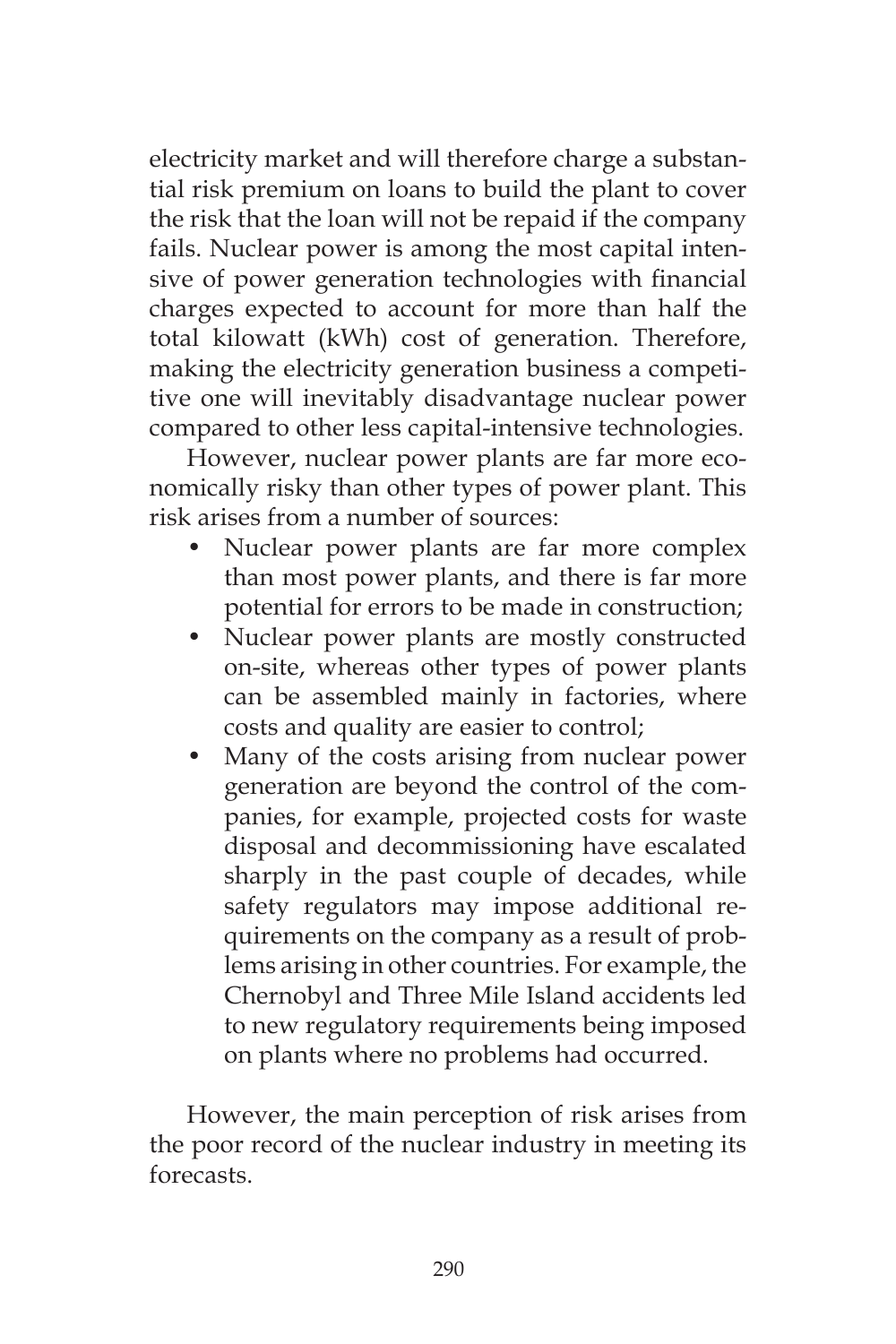electricity market and will therefore charge a substantial risk premium on loans to build the plant to cover the risk that the loan will not be repaid if the company fails. Nuclear power is among the most capital intensive of power generation technologies with financial charges expected to account for more than half the total kilowatt (kWh) cost of generation. Therefore, making the electricity generation business a competitive one will inevitably disadvantage nuclear power compared to other less capital-intensive technologies.

However, nuclear power plants are far more economically risky than other types of power plant. This risk arises from a number of sources:

- Nuclear power plants are far more complex than most power plants, and there is far more potential for errors to be made in construction;
- Nuclear power plants are mostly constructed on-site, whereas other types of power plants can be assembled mainly in factories, where costs and quality are easier to control;
- Many of the costs arising from nuclear power generation are beyond the control of the companies, for example, projected costs for waste disposal and decommissioning have escalated sharply in the past couple of decades, while safety regulators may impose additional requirements on the company as a result of problems arising in other countries. For example, the Chernobyl and Three Mile Island accidents led to new regulatory requirements being imposed on plants where no problems had occurred.

However, the main perception of risk arises from the poor record of the nuclear industry in meeting its forecasts.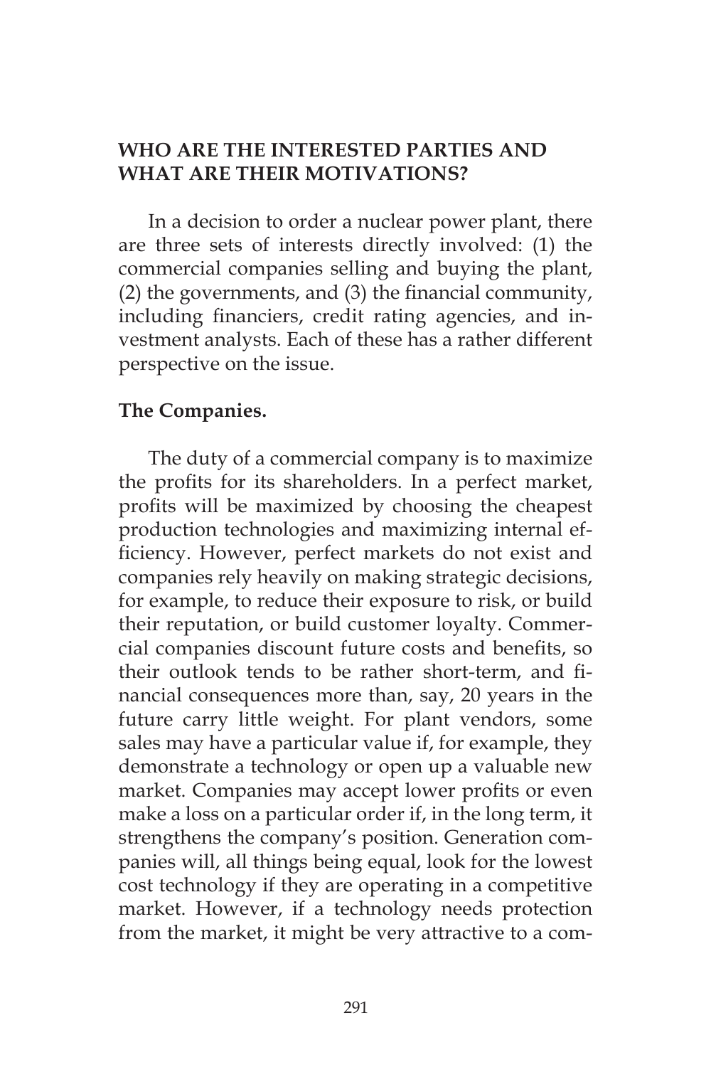## WHO ARE THE INTERESTED PARTIES AND WHAT ARE THEIR MOTIVATIONS?

In a decision to order a nuclear power plant, there are three sets of interests directly involved: (1) the commercial companies selling and buying the plant, (2) the governments, and (3) the financial community, including financiers, credit rating agencies, and investment analysts. Each of these has a rather different perspective on the issue.

### The Companies.

The duty of a commercial company is to maximize the profits for its shareholders. In a perfect market, profits will be maximized by choosing the cheapest production technologies and maximizing internal efficiency. However, perfect markets do not exist and companies rely heavily on making strategic decisions, for example, to reduce their exposure to risk, or build their reputation, or build customer loyalty. Commercial companies discount future costs and benefits, so their outlook tends to be rather short-term, and financial consequences more than, say, 20 years in the future carry little weight. For plant vendors, some sales may have a particular value if, for example, they demonstrate a technology or open up a valuable new market. Companies may accept lower profits or even make a loss on a particular order if, in the long term, it strengthens the company's position. Generation companies will, all things being equal, look for the lowest cost technology if they are operating in a competitive market. However, if a technology needs protection from the market, it might be very attractive to a com-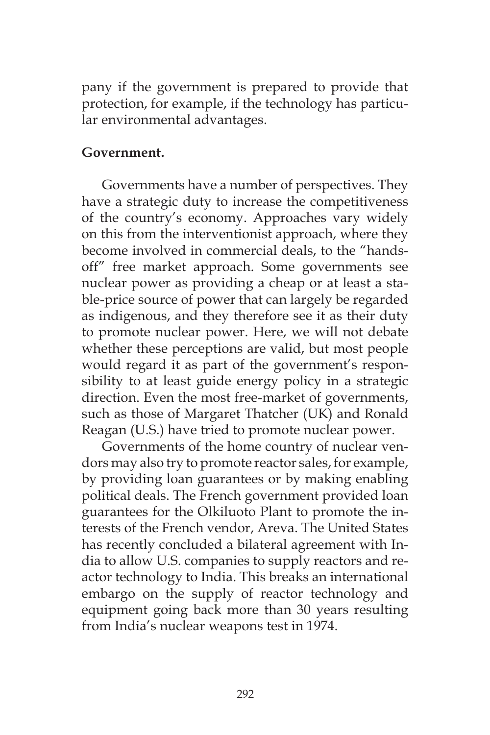pany if the government is prepared to provide that protection, for example, if the technology has particular environmental advantages.

**Government.**

Governments have a number of perspectives. They have a strategic duty to increase the competitiveness of the country's economy. Approaches vary widely on this from the interventionist approach, where they become involved in commercial deals, to the "hands-off" free market approach. Some governments see nuclear power as providing a cheap or at least a stable-price source of power that can largely be regarded as indigenous, and they therefore see it as their duty to promote nuclear power. Here, we will not debate whether these perceptions are valid, but most people would regard it as part of the government's responsibility to at least guide energy policy in a strategic direction. Even the most free-market of governments, such as those of Margaret Thatcher (UK) and Ronald Reagan (U.S.) have tried to promote nuclear power.

Governments of the home country of nuclear vendors may also try to promote reactor sales, for example, by providing loan guarantees or by making enabling political deals. The French government provided loan guarantees for the Olkiluoto Plant to promote the interests of the French vendor, Areva. The United States has recently concluded a bilateral agreement with India to allow U.S. companies to supply reactors and reactor technology to India. This breaks an international embargo on the supply of reactor technology and equipment going back more than 30 years resulting from India's nuclear weapons test in 1974.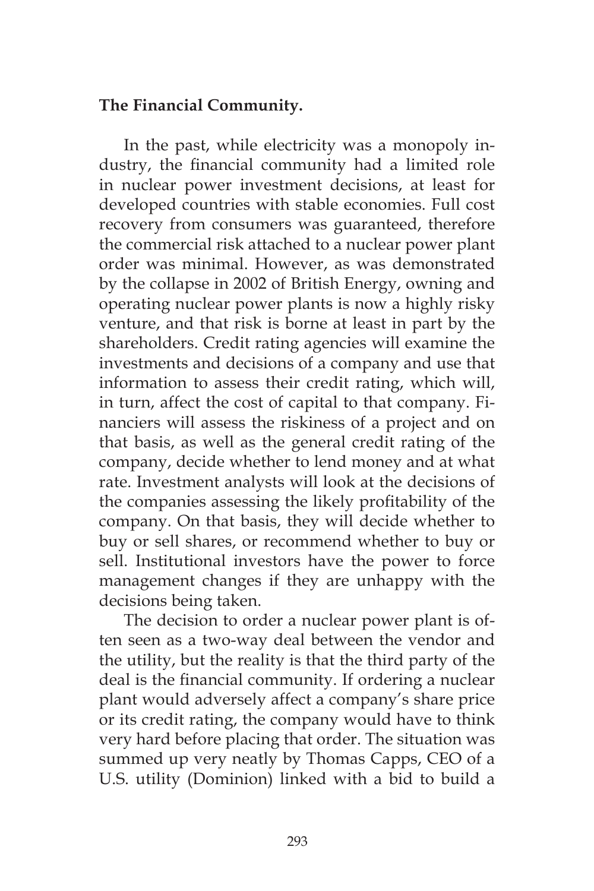**The Financial Community.**

In the past, while electricity was a monopoly industry, the financial community had a limited role in nuclear power investment decisions, at least for developed countries with stable economies. Full cost recovery from consumers was guaranteed, therefore the commercial risk attached to a nuclear power plant order was minimal. However, as was demonstrated by the collapse in 2002 of British Energy, owning and operating nuclear power plants is now a highly risky venture, and that risk is borne at least in part by the shareholders. Credit rating agencies will examine the investments and decisions of a company and use that information to assess their credit rating, which will, in turn, affect the cost of capital to that company. Financiers will assess the riskiness of a project and on that basis, as well as the general credit rating of the company, decide whether to lend money and at what rate. Investment analysts will look at the decisions of the companies assessing the likely profitability of the company. On that basis, they will decide whether to buy or sell shares, or recommend whether to buy or sell. Institutional investors have the power to force management changes if they are unhappy with the decisions being taken.

The decision to order a nuclear power plant is often seen as a two-way deal between the vendor and the utility, but the reality is that the third party of the deal is the financial community. If ordering a nuclear plant would adversely affect a company's share price or its credit rating, the company would have to think very hard before placing that order. The situation was summed up very neatly by Thomas Capps, CEO of a U.S. utility (Dominion) linked with a bid to build a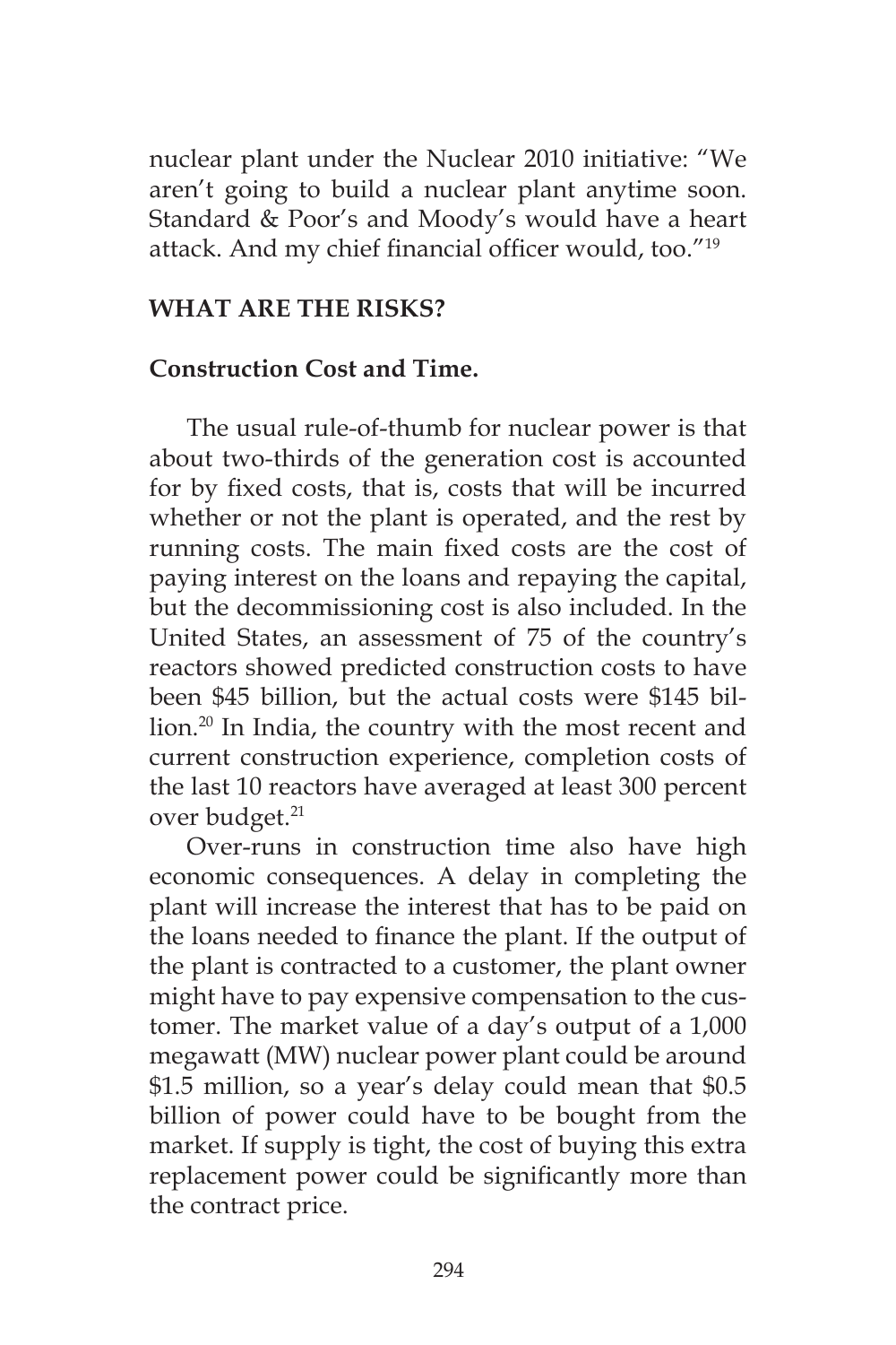nuclear plant under the Nuclear 2010 initiative: "We aren't going to build a nuclear plant anytime soon. Standard & Poor's and Moody's would have a heart attack. And my chief financial officer would, too."[19]

## WHAT ARE THE RISKS?

### Construction Cost and Time.

The usual rule-of-thumb for nuclear power is that about two-thirds of the generation cost is accounted for by fixed costs, that is, costs that will be incurred whether or not the plant is operated, and the rest by running costs. The main fixed costs are the cost of paying interest on the loans and repaying the capital, but the decommissioning cost is also included. In the United States, an assessment of 75 of the country's reactors showed predicted construction costs to have been \$45 billion, but the actual costs were \$145 billion.[20] In India, the country with the most recent and current construction experience, completion costs of the last 10 reactors have averaged at least 300 percent over budget.[21]

Over-runs in construction time also have high economic consequences. A delay in completing the plant will increase the interest that has to be paid on the loans needed to finance the plant. If the output of the plant is contracted to a customer, the plant owner might have to pay expensive compensation to the customer. The market value of a day's output of a 1,000 megawatt (MW) nuclear power plant could be around \$1.5 million, so a year's delay could mean that \$0.5 billion of power could have to be bought from the market. If supply is tight, the cost of buying this extra replacement power could be significantly more than the contract price.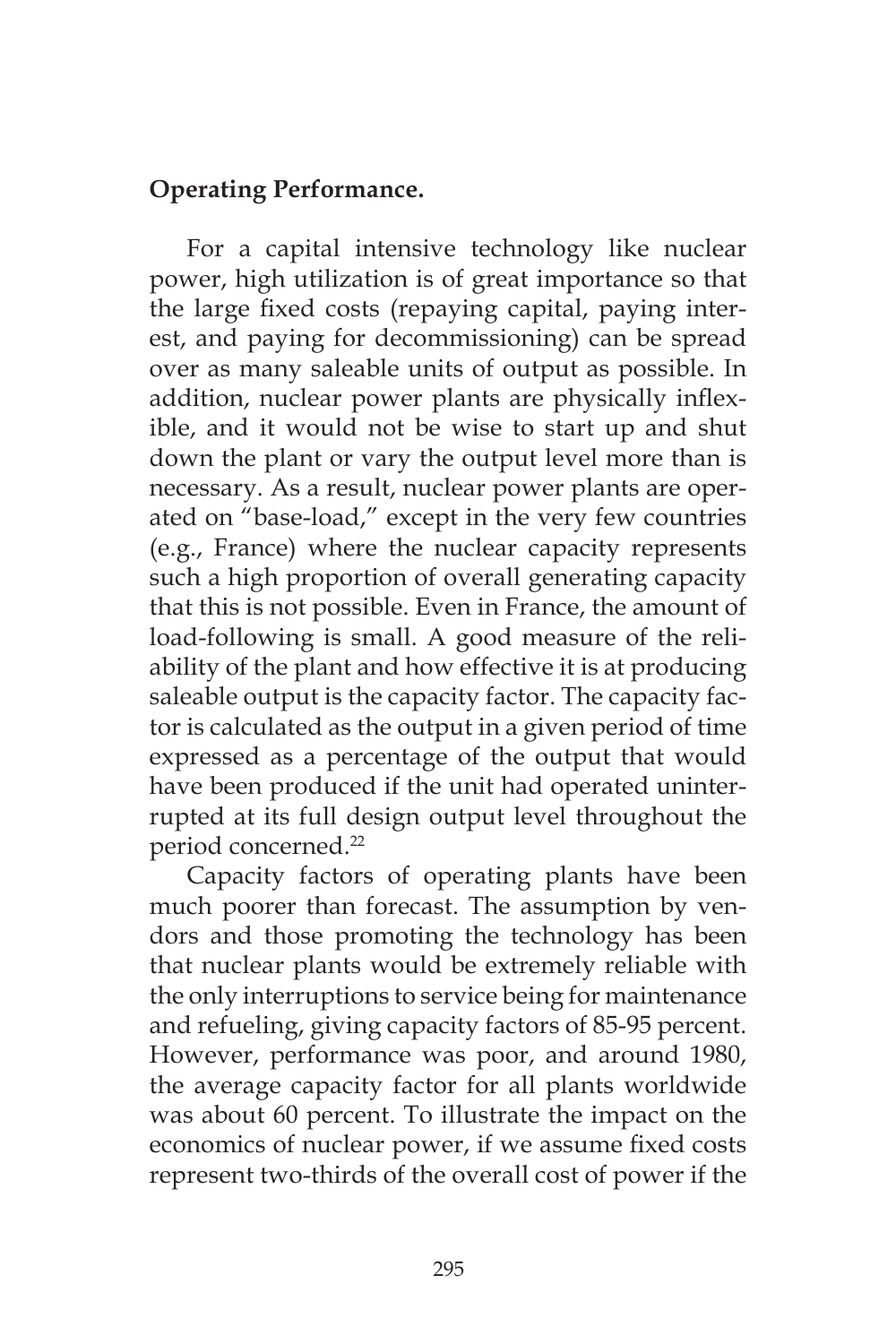**Operating Performance.**

For a capital intensive technology like nuclear power, high utilization is of great importance so that the large fixed costs (repaying capital, paying interest, and paying for decommissioning) can be spread over as many saleable units of output as possible. In addition, nuclear power plants are physically inflexible, and it would not be wise to start up and shut down the plant or vary the output level more than is necessary. As a result, nuclear power plants are operated on "base-load," except in the very few countries (e.g., France) where the nuclear capacity represents such a high proportion of overall generating capacity that this is not possible. Even in France, the amount of load-following is small. A good measure of the reliability of the plant and how effective it is at producing saleable output is the capacity factor. The capacity factor is calculated as the output in a given period of time expressed as a percentage of the output that would have been produced if the unit had operated uninterrupted at its full design output level throughout the period concerned.[22]

Capacity factors of operating plants have been much poorer than forecast. The assumption by vendors and those promoting the technology has been that nuclear plants would be extremely reliable with the only interruptions to service being for maintenance and refueling, giving capacity factors of 85-95 percent. However, performance was poor, and around 1980, the average capacity factor for all plants worldwide was about 60 percent. To illustrate the impact on the economics of nuclear power, if we assume fixed costs represent two-thirds of the overall cost of power if the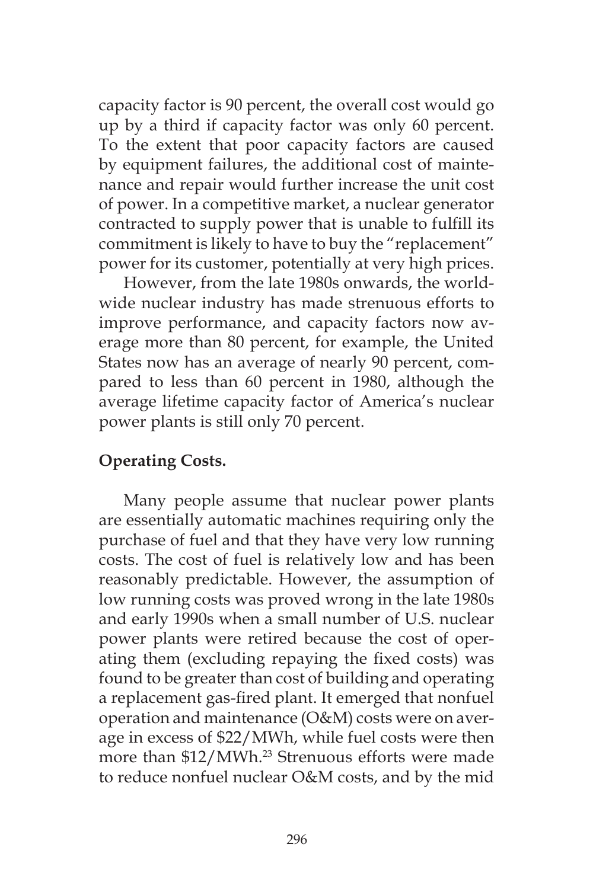capacity factor is 90 percent, the overall cost would go up by a third if capacity factor was only 60 percent. To the extent that poor capacity factors are caused by equipment failures, the additional cost of maintenance and repair would further increase the unit cost of power. In a competitive market, a nuclear generator contracted to supply power that is unable to fulfill its commitment is likely to have to buy the "replacement" power for its customer, potentially at very high prices.

However, from the late 1980s onwards, the worldwide nuclear industry has made strenuous efforts to improve performance, and capacity factors now average more than 80 percent, for example, the United States now has an average of nearly 90 percent, compared to less than 60 percent in 1980, although the average lifetime capacity factor of America's nuclear power plants is still only 70 percent.

**Operating Costs.**

Many people assume that nuclear power plants are essentially automatic machines requiring only the purchase of fuel and that they have very low running costs. The cost of fuel is relatively low and has been reasonably predictable. However, the assumption of low running costs was proved wrong in the late 1980s and early 1990s when a small number of U.S. nuclear power plants were retired because the cost of operating them (excluding repaying the fixed costs) was found to be greater than cost of building and operating a replacement gas-fired plant. It emerged that nonfuel operation and maintenance (O&M) costs were on average in excess of $22/MWh, while fuel costs were then more than $12/MWh.[23] Strenuous efforts were made to reduce nonfuel nuclear O&M costs, and by the mid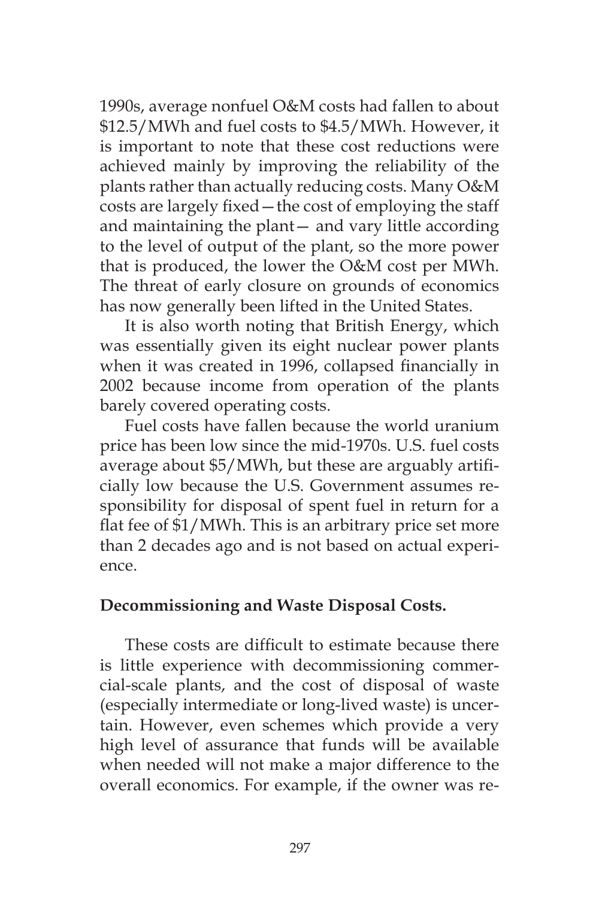1990s, average nonfuel O&M costs had fallen to about \$12.5/MWh and fuel costs to \$4.5/MWh. However, it is important to note that these cost reductions were achieved mainly by improving the reliability of the plants rather than actually reducing costs. Many O&M costs are largely fixed—the cost of employing the staff and maintaining the plant— and vary little according to the level of output of the plant, so the more power that is produced, the lower the O&M cost per MWh. The threat of early closure on grounds of economics has now generally been lifted in the United States.

It is also worth noting that British Energy, which was essentially given its eight nuclear power plants when it was created in 1996, collapsed financially in 2002 because income from operation of the plants barely covered operating costs.

Fuel costs have fallen because the world uranium price has been low since the mid-1970s. U.S. fuel costs average about \$5/MWh, but these are arguably artificially low because the U.S. Government assumes responsibility for disposal of spent fuel in return for a flat fee of \$1/MWh. This is an arbitrary price set more than 2 decades ago and is not based on actual experience.

**Decommissioning and Waste Disposal Costs.**

These costs are difficult to estimate because there is little experience with decommissioning commercial-scale plants, and the cost of disposal of waste (especially intermediate or long-lived waste) is uncertain. However, even schemes which provide a very high level of assurance that funds will be available when needed will not make a major difference to the overall economics. For example, if the owner was re-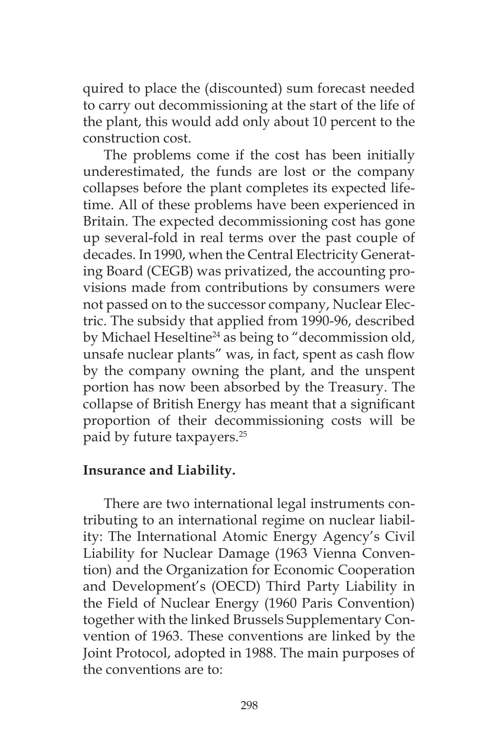quired to place the (discounted) sum forecast needed to carry out decommissioning at the start of the life of the plant, this would add only about 10 percent to the construction cost.

The problems come if the cost has been initially underestimated, the funds are lost or the company collapses before the plant completes its expected lifetime. All of these problems have been experienced in Britain. The expected decommissioning cost has gone up several-fold in real terms over the past couple of decades. In 1990, when the Central Electricity Generating Board (CEGB) was privatized, the accounting provisions made from contributions by consumers were not passed on to the successor company, Nuclear Electric. The subsidy that applied from 1990-96, described by Michael Heseltine[24] as being to "decommission old, unsafe nuclear plants" was, in fact, spent as cash flow by the company owning the plant, and the unspent portion has now been absorbed by the Treasury. The collapse of British Energy has meant that a significant proportion of their decommissioning costs will be paid by future taxpayers.[25]

**Insurance and Liability.**

There are two international legal instruments contributing to an international regime on nuclear liability: The International Atomic Energy Agency's Civil Liability for Nuclear Damage (1963 Vienna Convention) and the Organization for Economic Cooperation and Development's (OECD) Third Party Liability in the Field of Nuclear Energy (1960 Paris Convention) together with the linked Brussels Supplementary Convention of 1963. These conventions are linked by the Joint Protocol, adopted in 1988. The main purposes of the conventions are to: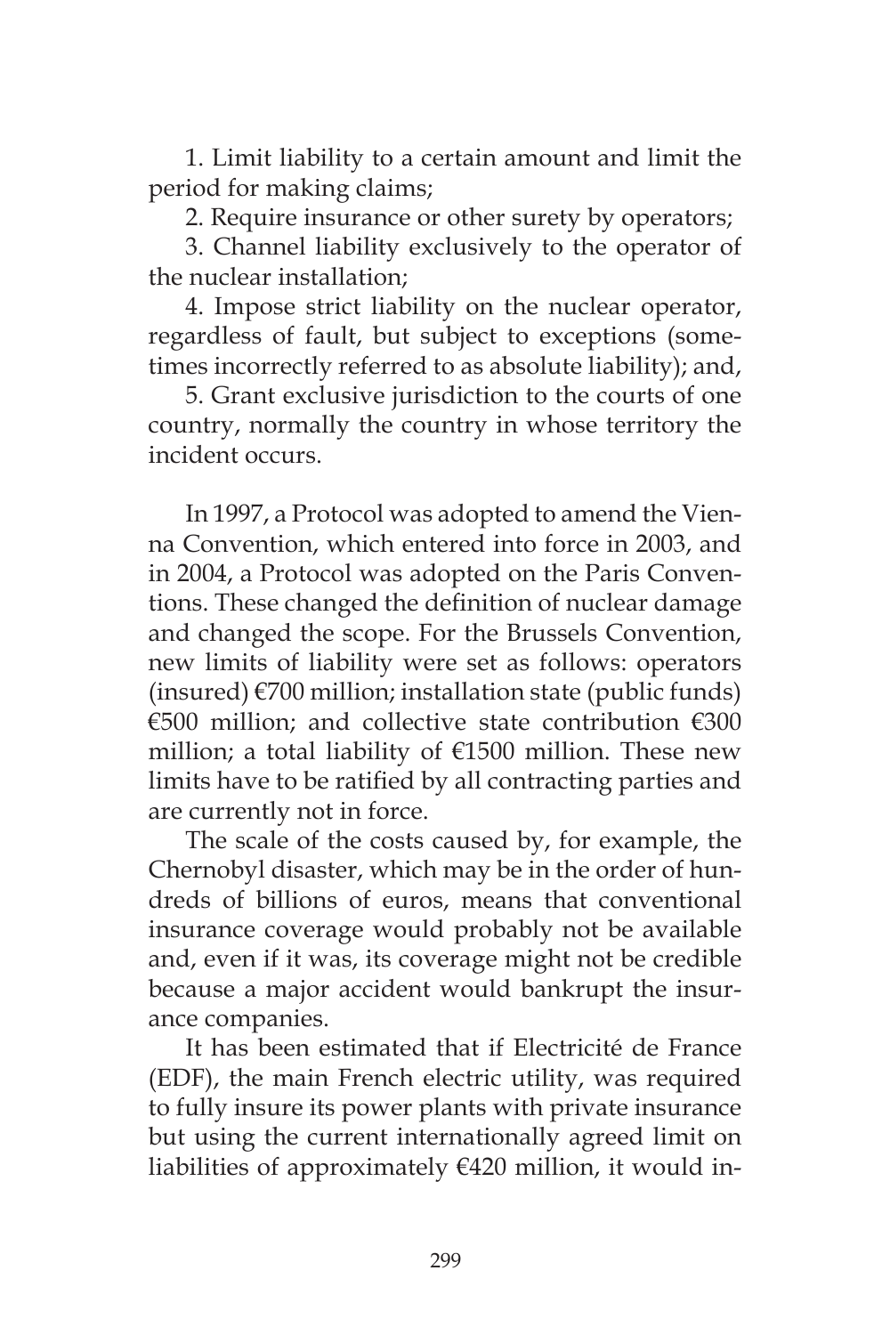1. Limit liability to a certain amount and limit the period for making claims;

2. Require insurance or other surety by operators;

3. Channel liability exclusively to the operator of the nuclear installation;

4. Impose strict liability on the nuclear operator, regardless of fault, but subject to exceptions (sometimes incorrectly referred to as absolute liability); and,

5. Grant exclusive jurisdiction to the courts of one country, normally the country in whose territory the incident occurs.

In 1997, a Protocol was adopted to amend the Vienna Convention, which entered into force in 2003, and in 2004, a Protocol was adopted on the Paris Conventions. These changed the definition of nuclear damage and changed the scope. For the Brussels Convention, new limits of liability were set as follows: operators (insured) €700 million; installation state (public funds) €500 million; and collective state contribution €300 million; a total liability of €1500 million. These new limits have to be ratified by all contracting parties and are currently not in force.

The scale of the costs caused by, for example, the Chernobyl disaster, which may be in the order of hundreds of billions of euros, means that conventional insurance coverage would probably not be available and, even if it was, its coverage might not be credible because a major accident would bankrupt the insurance companies.

It has been estimated that if Electricité de France (EDF), the main French electric utility, was required to fully insure its power plants with private insurance but using the current internationally agreed limit on liabilities of approximately €420 million, it would in-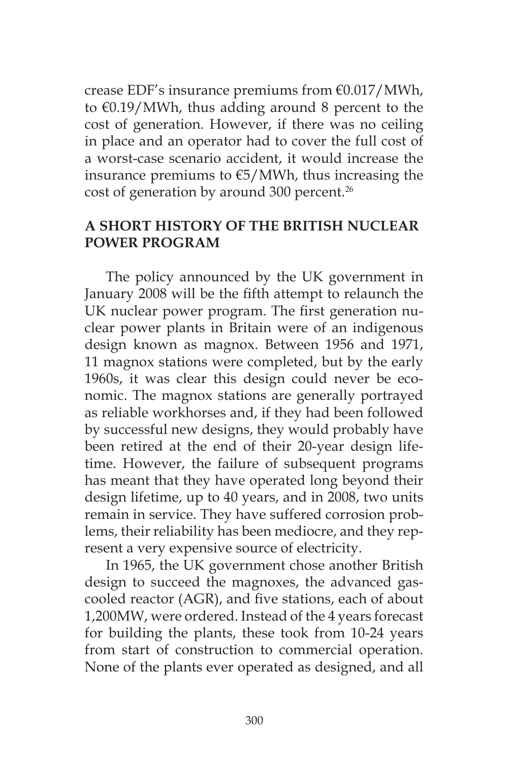crease EDF's insurance premiums from €0.017/MWh, to €0.19/MWh, thus adding around 8 percent to the cost of generation. However, if there was no ceiling in place and an operator had to cover the full cost of a worst-case scenario accident, it would increase the insurance premiums to €5/MWh, thus increasing the cost of generation by around 300 percent.[26]

## A SHORT HISTORY OF THE BRITISH NUCLEAR POWER PROGRAM

The policy announced by the UK government in January 2008 will be the fifth attempt to relaunch the UK nuclear power program. The first generation nuclear power plants in Britain were of an indigenous design known as magnox. Between 1956 and 1971, 11 magnox stations were completed, but by the early 1960s, it was clear this design could never be economic. The magnox stations are generally portrayed as reliable workhorses and, if they had been followed by successful new designs, they would probably have been retired at the end of their 20-year design lifetime. However, the failure of subsequent programs has meant that they have operated long beyond their design lifetime, up to 40 years, and in 2008, two units remain in service. They have suffered corrosion problems, their reliability has been mediocre, and they represent a very expensive source of electricity.

In 1965, the UK government chose another British design to succeed the magnoxes, the advanced gas-cooled reactor (AGR), and five stations, each of about 1,200MW, were ordered. Instead of the 4 years forecast for building the plants, these took from 10-24 years from start of construction to commercial operation. None of the plants ever operated as designed, and all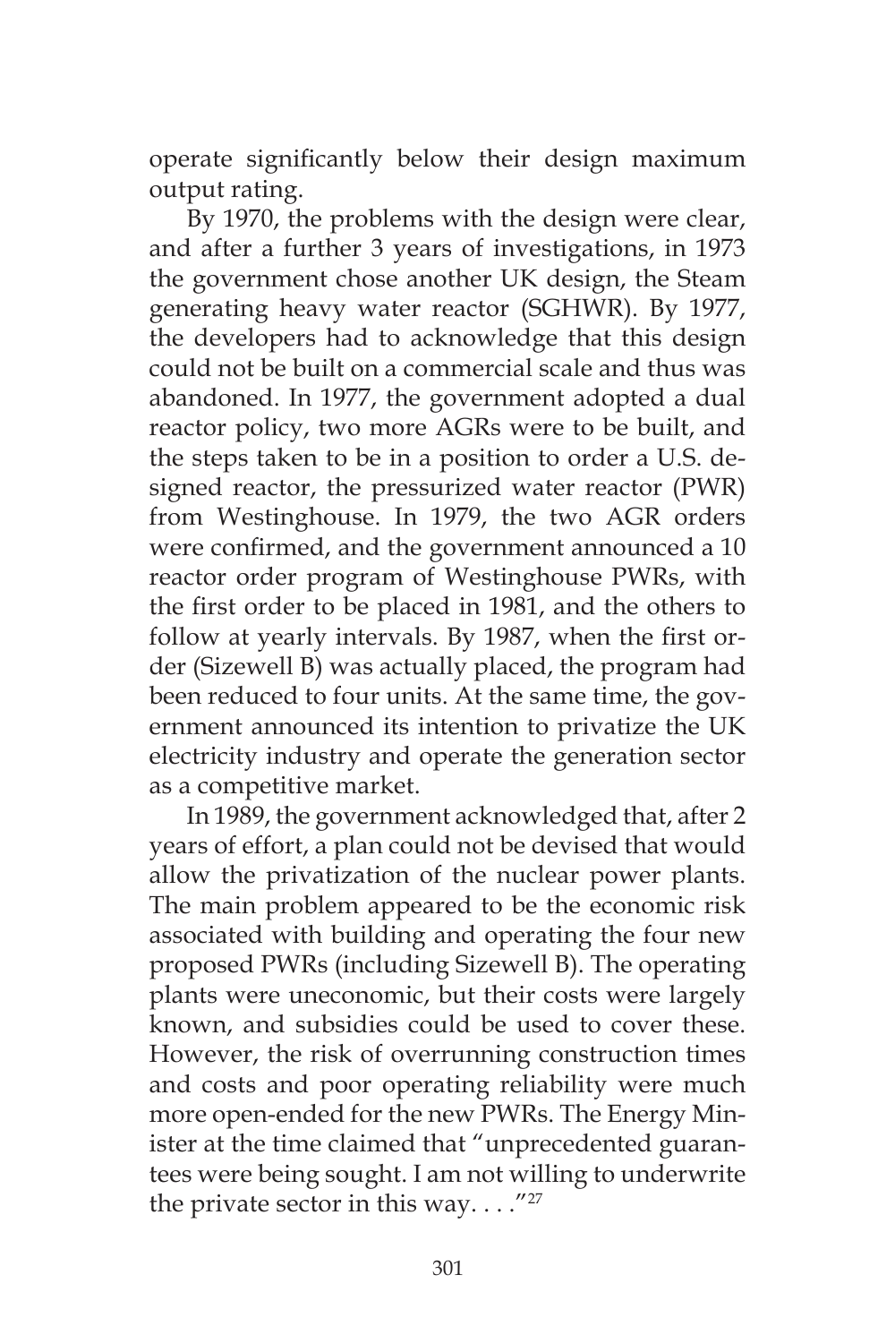operate significantly below their design maximum output rating.

By 1970, the problems with the design were clear, and after a further 3 years of investigations, in 1973 the government chose another UK design, the Steam generating heavy water reactor (SGHWR). By 1977, the developers had to acknowledge that this design could not be built on a commercial scale and thus was abandoned. In 1977, the government adopted a dual reactor policy, two more AGRs were to be built, and the steps taken to be in a position to order a U.S. designed reactor, the pressurized water reactor (PWR) from Westinghouse. In 1979, the two AGR orders were confirmed, and the government announced a 10 reactor order program of Westinghouse PWRs, with the first order to be placed in 1981, and the others to follow at yearly intervals. By 1987, when the first order (Sizewell B) was actually placed, the program had been reduced to four units. At the same time, the government announced its intention to privatize the UK electricity industry and operate the generation sector as a competitive market.

In 1989, the government acknowledged that, after 2 years of effort, a plan could not be devised that would allow the privatization of the nuclear power plants. The main problem appeared to be the economic risk associated with building and operating the four new proposed PWRs (including Sizewell B). The operating plants were uneconomic, but their costs were largely known, and subsidies could be used to cover these. However, the risk of overrunning construction times and costs and poor operating reliability were much more open-ended for the new PWRs. The Energy Minister at the time claimed that "unprecedented guarantees were being sought. I am not willing to underwrite the private sector in this way. . . ."[27]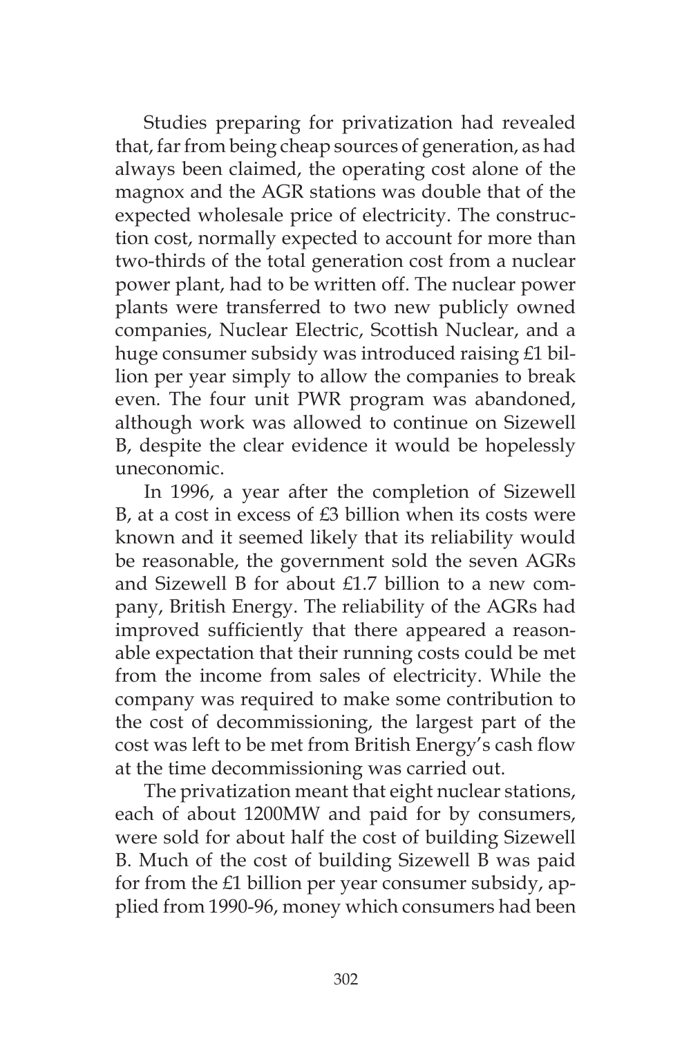Studies preparing for privatization had revealed that, far from being cheap sources of generation, as had always been claimed, the operating cost alone of the magnox and the AGR stations was double that of the expected wholesale price of electricity. The construction cost, normally expected to account for more than two-thirds of the total generation cost from a nuclear power plant, had to be written off. The nuclear power plants were transferred to two new publicly owned companies, Nuclear Electric, Scottish Nuclear, and a huge consumer subsidy was introduced raising £1 billion per year simply to allow the companies to break even. The four unit PWR program was abandoned, although work was allowed to continue on Sizewell B, despite the clear evidence it would be hopelessly uneconomic.

In 1996, a year after the completion of Sizewell B, at a cost in excess of £3 billion when its costs were known and it seemed likely that its reliability would be reasonable, the government sold the seven AGRs and Sizewell B for about £1.7 billion to a new company, British Energy. The reliability of the AGRs had improved sufficiently that there appeared a reasonable expectation that their running costs could be met from the income from sales of electricity. While the company was required to make some contribution to the cost of decommissioning, the largest part of the cost was left to be met from British Energy's cash flow at the time decommissioning was carried out.

The privatization meant that eight nuclear stations, each of about 1200MW and paid for by consumers, were sold for about half the cost of building Sizewell B. Much of the cost of building Sizewell B was paid for from the £1 billion per year consumer subsidy, applied from 1990-96, money which consumers had been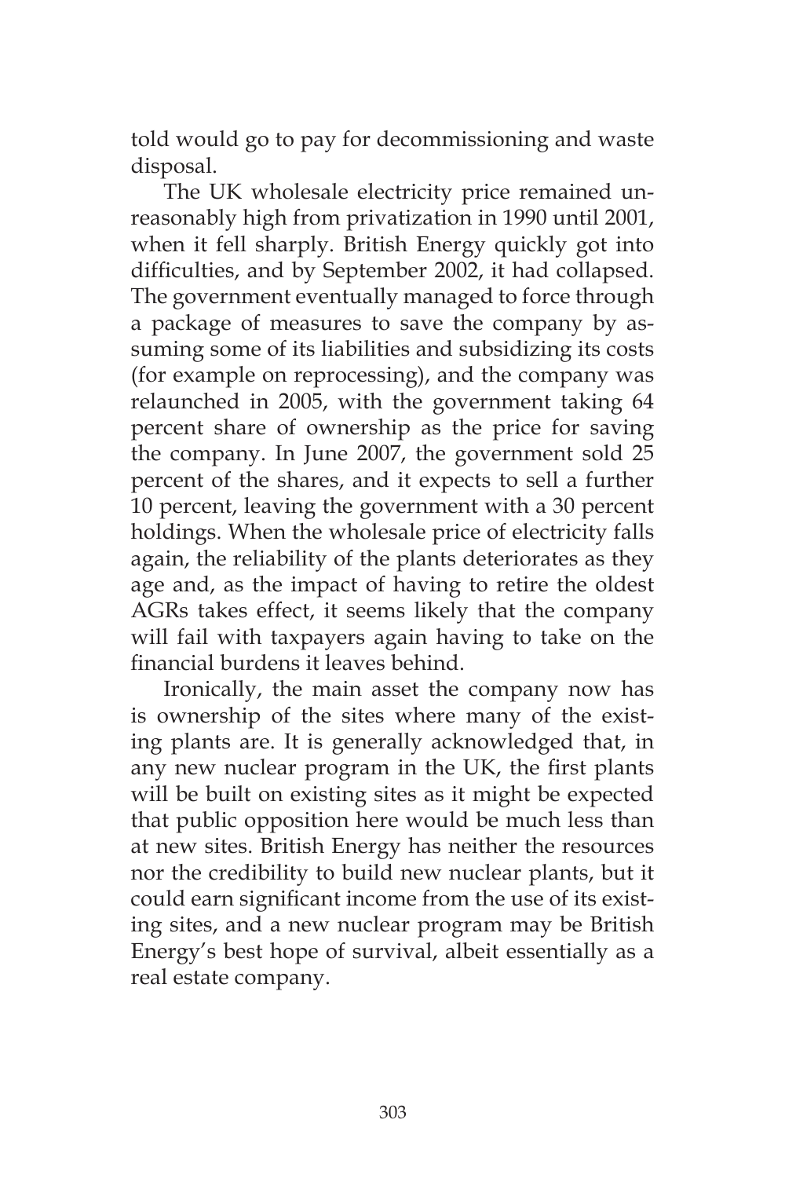told would go to pay for decommissioning and waste disposal.

The UK wholesale electricity price remained unreasonably high from privatization in 1990 until 2001, when it fell sharply. British Energy quickly got into difficulties, and by September 2002, it had collapsed. The government eventually managed to force through a package of measures to save the company by assuming some of its liabilities and subsidizing its costs (for example on reprocessing), and the company was relaunched in 2005, with the government taking 64 percent share of ownership as the price for saving the company. In June 2007, the government sold 25 percent of the shares, and it expects to sell a further 10 percent, leaving the government with a 30 percent holdings. When the wholesale price of electricity falls again, the reliability of the plants deteriorates as they age and, as the impact of having to retire the oldest AGRs takes effect, it seems likely that the company will fail with taxpayers again having to take on the financial burdens it leaves behind.

Ironically, the main asset the company now has is ownership of the sites where many of the existing plants are. It is generally acknowledged that, in any new nuclear program in the UK, the first plants will be built on existing sites as it might be expected that public opposition here would be much less than at new sites. British Energy has neither the resources nor the credibility to build new nuclear plants, but it could earn significant income from the use of its existing sites, and a new nuclear program may be British Energy's best hope of survival, albeit essentially as a real estate company.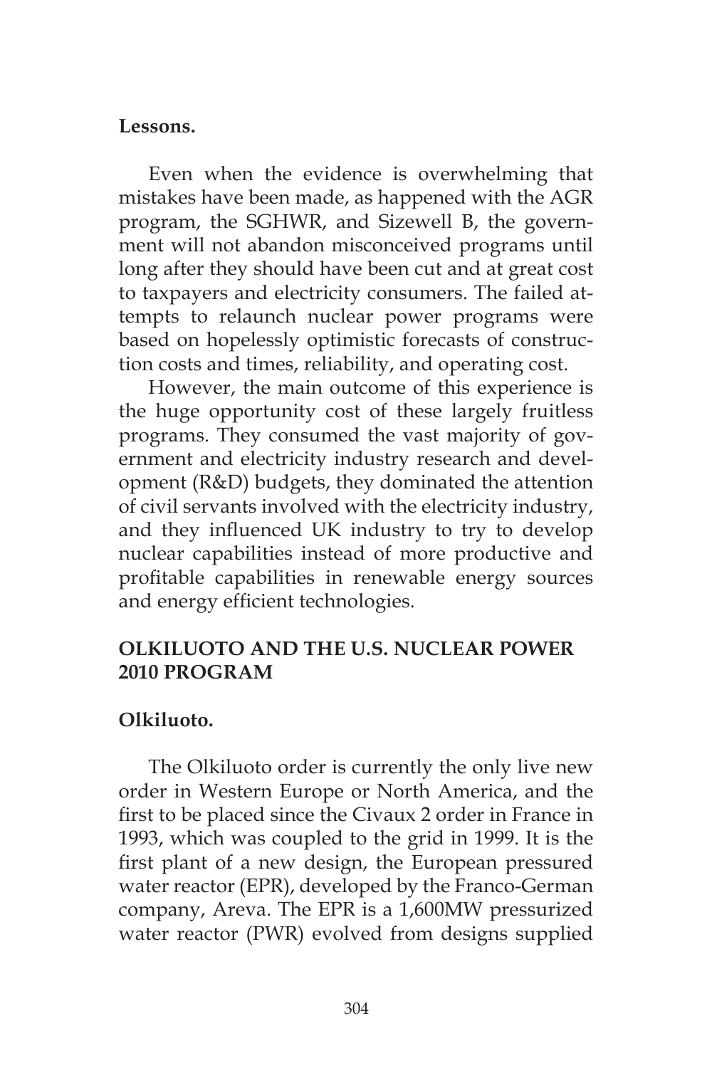**Lessons.**

Even when the evidence is overwhelming that mistakes have been made, as happened with the AGR program, the SGHWR, and Sizewell B, the government will not abandon misconceived programs until long after they should have been cut and at great cost to taxpayers and electricity consumers. The failed attempts to relaunch nuclear power programs were based on hopelessly optimistic forecasts of construction costs and times, reliability, and operating cost.

However, the main outcome of this experience is the huge opportunity cost of these largely fruitless programs. They consumed the vast majority of government and electricity industry research and development (R&D) budgets, they dominated the attention of civil servants involved with the electricity industry, and they influenced UK industry to try to develop nuclear capabilities instead of more productive and profitable capabilities in renewable energy sources and energy efficient technologies.

## OLKILUOTO AND THE U.S. NUCLEAR POWER 2010 PROGRAM

**Olkiluoto.**

The Olkiluoto order is currently the only live new order in Western Europe or North America, and the first to be placed since the Civaux 2 order in France in 1993, which was coupled to the grid in 1999. It is the first plant of a new design, the European pressured water reactor (EPR), developed by the Franco-German company, Areva. The EPR is a 1,600MW pressurized water reactor (PWR) evolved from designs supplied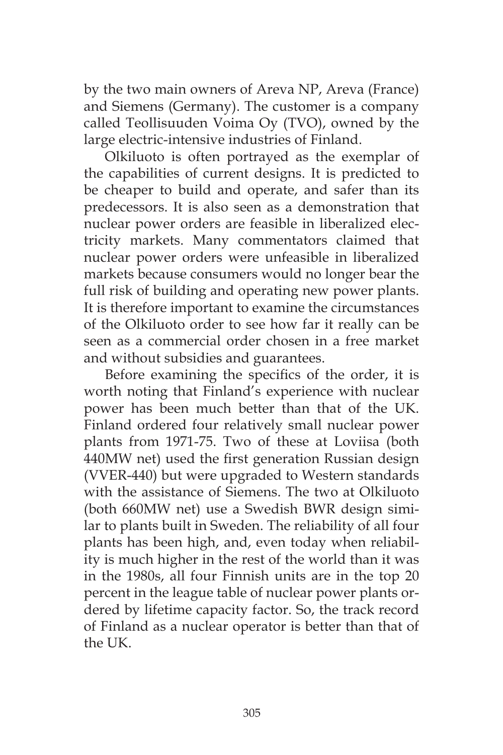by the two main owners of Areva NP, Areva (France) and Siemens (Germany). The customer is a company called Teollisuuden Voima Oy (TVO), owned by the large electric-intensive industries of Finland.

Olkiluoto is often portrayed as the exemplar of the capabilities of current designs. It is predicted to be cheaper to build and operate, and safer than its predecessors. It is also seen as a demonstration that nuclear power orders are feasible in liberalized electricity markets. Many commentators claimed that nuclear power orders were unfeasible in liberalized markets because consumers would no longer bear the full risk of building and operating new power plants. It is therefore important to examine the circumstances of the Olkiluoto order to see how far it really can be seen as a commercial order chosen in a free market and without subsidies and guarantees.

Before examining the specifics of the order, it is worth noting that Finland's experience with nuclear power has been much better than that of the UK. Finland ordered four relatively small nuclear power plants from 1971-75. Two of these at Loviisa (both 440MW net) used the first generation Russian design (VVER-440) but were upgraded to Western standards with the assistance of Siemens. The two at Olkiluoto (both 660MW net) use a Swedish BWR design similar to plants built in Sweden. The reliability of all four plants has been high, and, even today when reliability is much higher in the rest of the world than it was in the 1980s, all four Finnish units are in the top 20 percent in the league table of nuclear power plants ordered by lifetime capacity factor. So, the track record of Finland as a nuclear operator is better than that of the UK.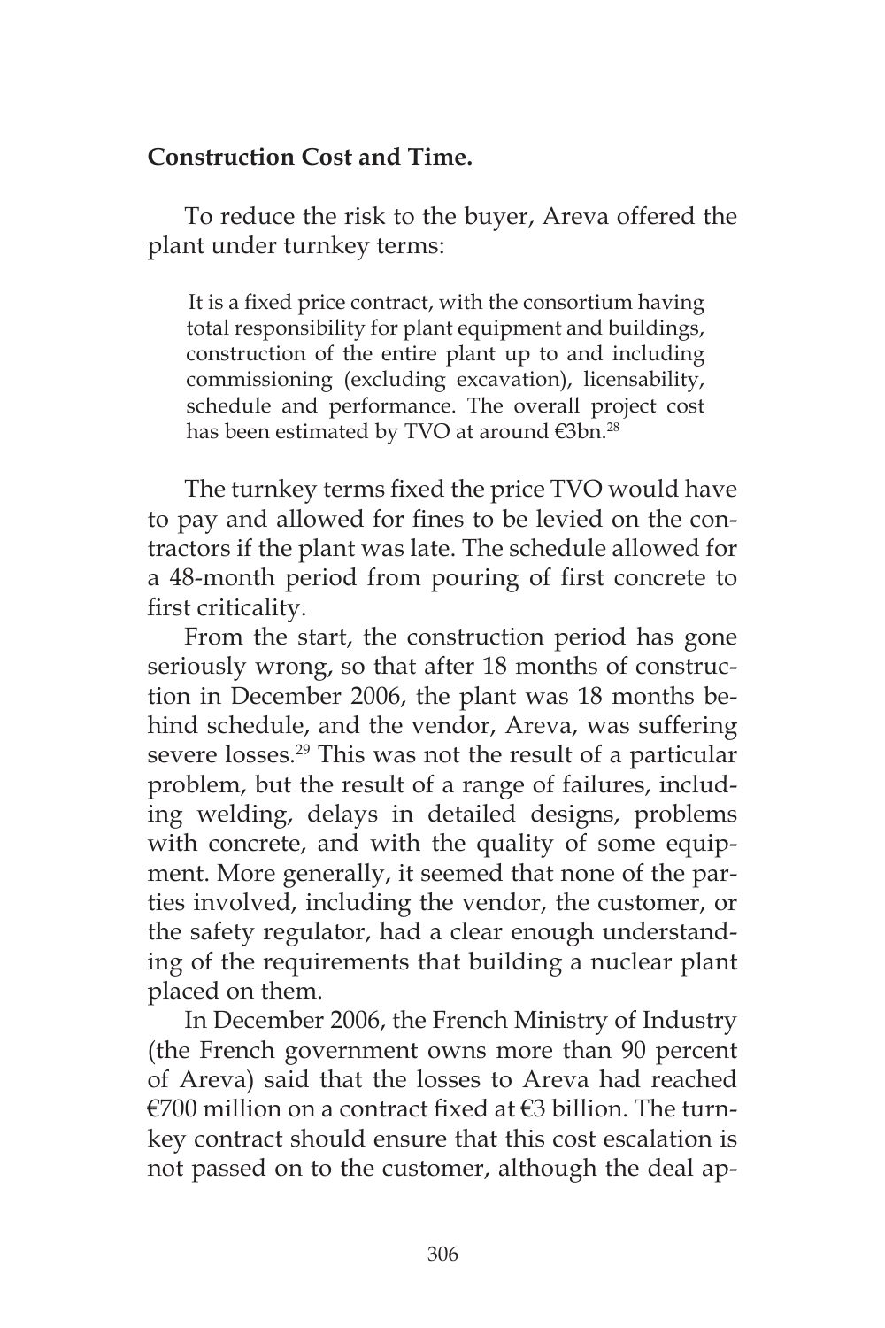**Construction Cost and Time.**

To reduce the risk to the buyer, Areva offered the plant under turnkey terms:

> It is a fixed price contract, with the consortium having total responsibility for plant equipment and buildings, construction of the entire plant up to and including commissioning (excluding excavation), licensability, schedule and performance. The overall project cost has been estimated by TVO at around €3bn.[28]

The turnkey terms fixed the price TVO would have to pay and allowed for fines to be levied on the contractors if the plant was late. The schedule allowed for a 48-month period from pouring of first concrete to first criticality.

From the start, the construction period has gone seriously wrong, so that after 18 months of construction in December 2006, the plant was 18 months behind schedule, and the vendor, Areva, was suffering severe losses.[29] This was not the result of a particular problem, but the result of a range of failures, including welding, delays in detailed designs, problems with concrete, and with the quality of some equipment. More generally, it seemed that none of the parties involved, including the vendor, the customer, or the safety regulator, had a clear enough understanding of the requirements that building a nuclear plant placed on them.

In December 2006, the French Ministry of Industry (the French government owns more than 90 percent of Areva) said that the losses to Areva had reached €700 million on a contract fixed at €3 billion. The turnkey contract should ensure that this cost escalation is not passed on to the customer, although the deal ap-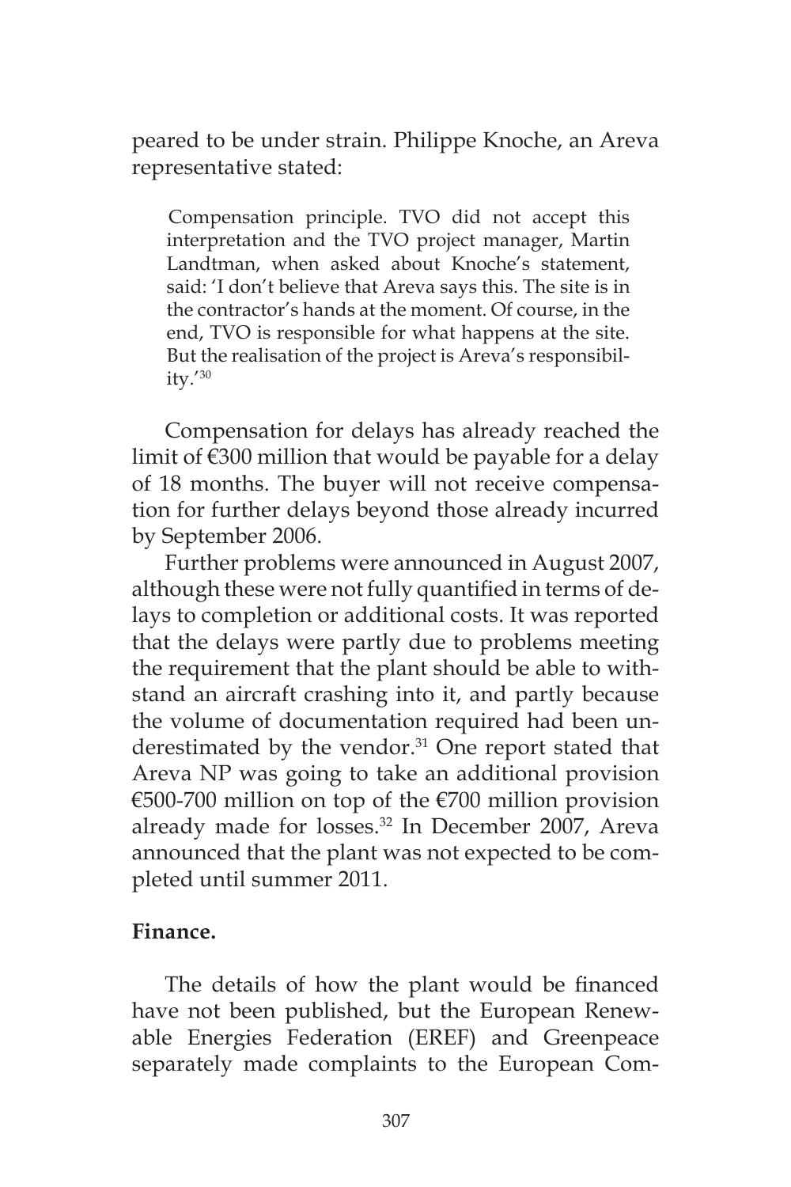peared to be under strain. Philippe Knoche, an Areva representative stated:

> Compensation principle. TVO did not accept this interpretation and the TVO project manager, Martin Landtman, when asked about Knoche's statement, said: 'I don't believe that Areva says this. The site is in the contractor's hands at the moment. Of course, in the end, TVO is responsible for what happens at the site. But the realisation of the project is Areva's responsibility.'[30]

Compensation for delays has already reached the limit of €300 million that would be payable for a delay of 18 months. The buyer will not receive compensation for further delays beyond those already incurred by September 2006.

Further problems were announced in August 2007, although these were not fully quantified in terms of delays to completion or additional costs. It was reported that the delays were partly due to problems meeting the requirement that the plant should be able to withstand an aircraft crashing into it, and partly because the volume of documentation required had been underestimated by the vendor.[31] One report stated that Areva NP was going to take an additional provision €500-700 million on top of the €700 million provision already made for losses.[32] In December 2007, Areva announced that the plant was not expected to be completed until summer 2011.

**Finance.**

The details of how the plant would be financed have not been published, but the European Renewable Energies Federation (EREF) and Greenpeace separately made complaints to the European Com-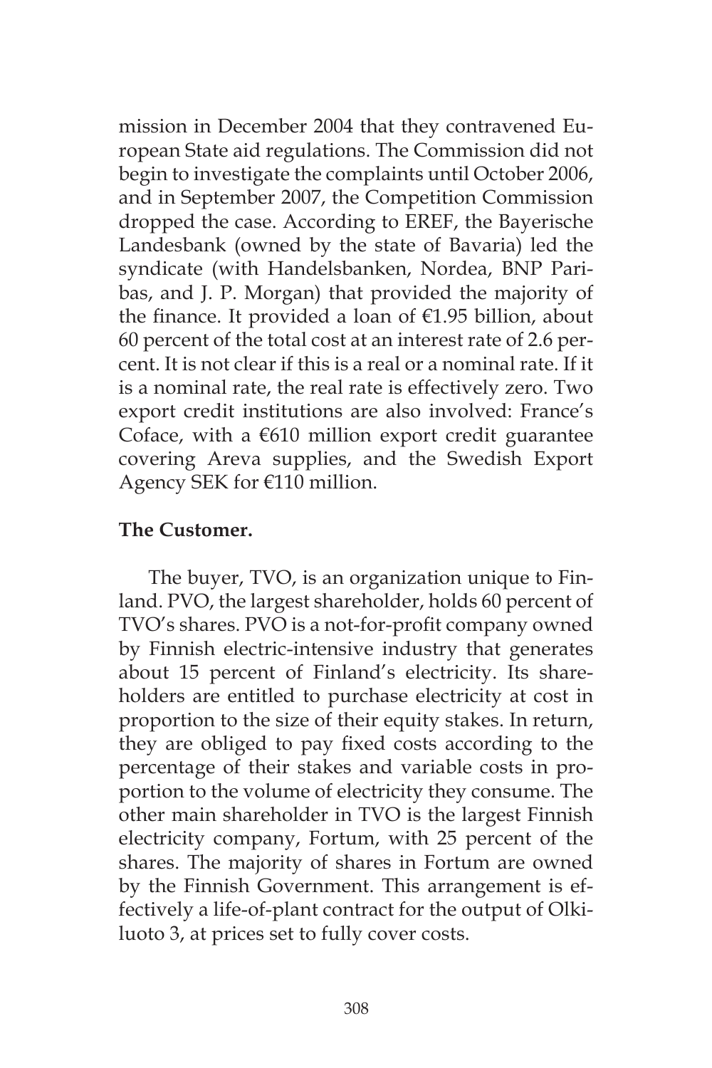mission in December 2004 that they contravened European State aid regulations. The Commission did not begin to investigate the complaints until October 2006, and in September 2007, the Competition Commission dropped the case. According to EREF, the Bayerische Landesbank (owned by the state of Bavaria) led the syndicate (with Handelsbanken, Nordea, BNP Paribas, and J. P. Morgan) that provided the majority of the finance. It provided a loan of €1.95 billion, about 60 percent of the total cost at an interest rate of 2.6 percent. It is not clear if this is a real or a nominal rate. If it is a nominal rate, the real rate is effectively zero. Two export credit institutions are also involved: France's Coface, with a €610 million export credit guarantee covering Areva supplies, and the Swedish Export Agency SEK for €110 million.

**The Customer.**

The buyer, TVO, is an organization unique to Finland. PVO, the largest shareholder, holds 60 percent of TVO's shares. PVO is a not-for-profit company owned by Finnish electric-intensive industry that generates about 15 percent of Finland's electricity. Its shareholders are entitled to purchase electricity at cost in proportion to the size of their equity stakes. In return, they are obliged to pay fixed costs according to the percentage of their stakes and variable costs in proportion to the volume of electricity they consume. The other main shareholder in TVO is the largest Finnish electricity company, Fortum, with 25 percent of the shares. The majority of shares in Fortum are owned by the Finnish Government. This arrangement is effectively a life-of-plant contract for the output of Olkiluoto 3, at prices set to fully cover costs.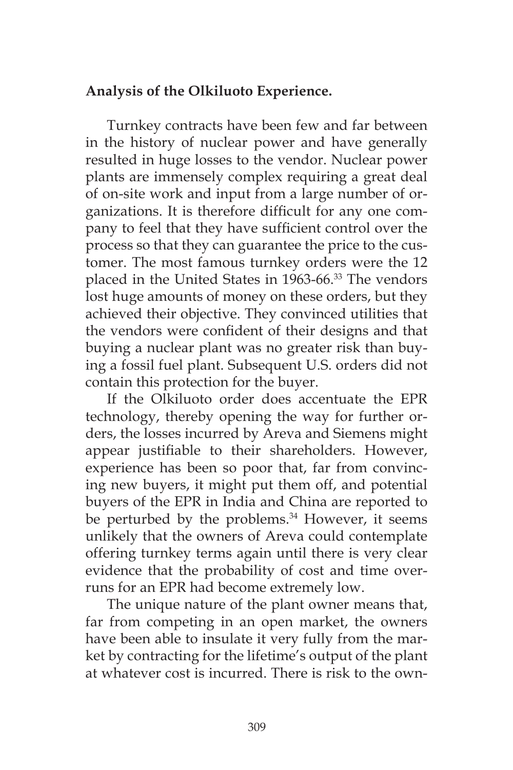**Analysis of the Olkiluoto Experience.**

Turnkey contracts have been few and far between in the history of nuclear power and have generally resulted in huge losses to the vendor. Nuclear power plants are immensely complex requiring a great deal of on-site work and input from a large number of organizations. It is therefore difficult for any one company to feel that they have sufficient control over the process so that they can guarantee the price to the customer. The most famous turnkey orders were the 12 placed in the United States in 1963-66.[33] The vendors lost huge amounts of money on these orders, but they achieved their objective. They convinced utilities that the vendors were confident of their designs and that buying a nuclear plant was no greater risk than buying a fossil fuel plant. Subsequent U.S. orders did not contain this protection for the buyer.

If the Olkiluoto order does accentuate the EPR technology, thereby opening the way for further orders, the losses incurred by Areva and Siemens might appear justifiable to their shareholders. However, experience has been so poor that, far from convincing new buyers, it might put them off, and potential buyers of the EPR in India and China are reported to be perturbed by the problems.[34] However, it seems unlikely that the owners of Areva could contemplate offering turnkey terms again until there is very clear evidence that the probability of cost and time overruns for an EPR had become extremely low.

The unique nature of the plant owner means that, far from competing in an open market, the owners have been able to insulate it very fully from the market by contracting for the lifetime's output of the plant at whatever cost is incurred. There is risk to the own-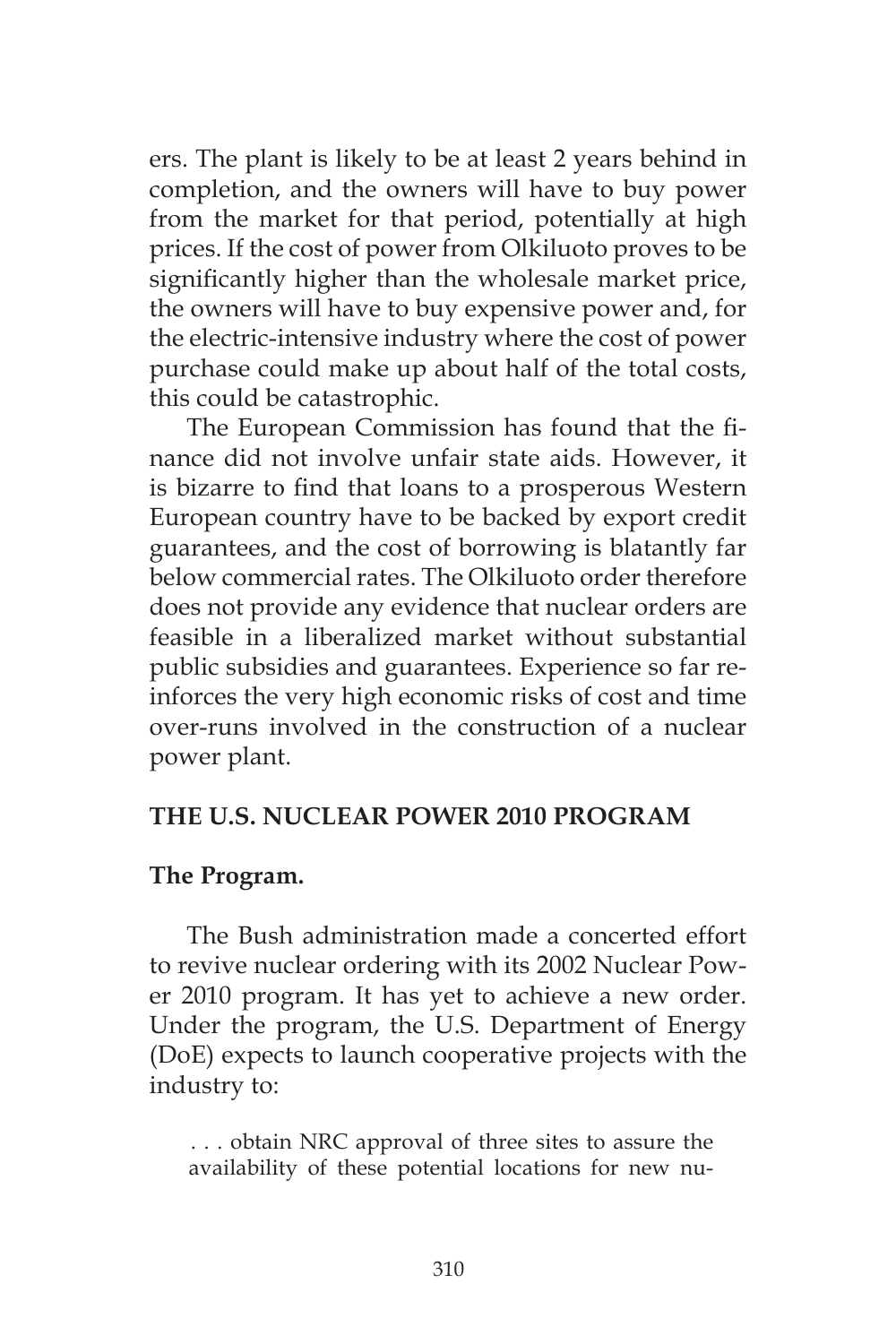ers. The plant is likely to be at least 2 years behind in completion, and the owners will have to buy power from the market for that period, potentially at high prices. If the cost of power from Olkiluoto proves to be significantly higher than the wholesale market price, the owners will have to buy expensive power and, for the electric-intensive industry where the cost of power purchase could make up about half of the total costs, this could be catastrophic.

The European Commission has found that the finance did not involve unfair state aids. However, it is bizarre to find that loans to a prosperous Western European country have to be backed by export credit guarantees, and the cost of borrowing is blatantly far below commercial rates. The Olkiluoto order therefore does not provide any evidence that nuclear orders are feasible in a liberalized market without substantial public subsidies and guarantees. Experience so far reinforces the very high economic risks of cost and time over-runs involved in the construction of a nuclear power plant.

## THE U.S. NUCLEAR POWER 2010 PROGRAM

### The Program.

The Bush administration made a concerted effort to revive nuclear ordering with its 2002 Nuclear Power 2010 program. It has yet to achieve a new order. Under the program, the U.S. Department of Energy (DoE) expects to launch cooperative projects with the industry to:

> . . . obtain NRC approval of three sites to assure the availability of these potential locations for new nu-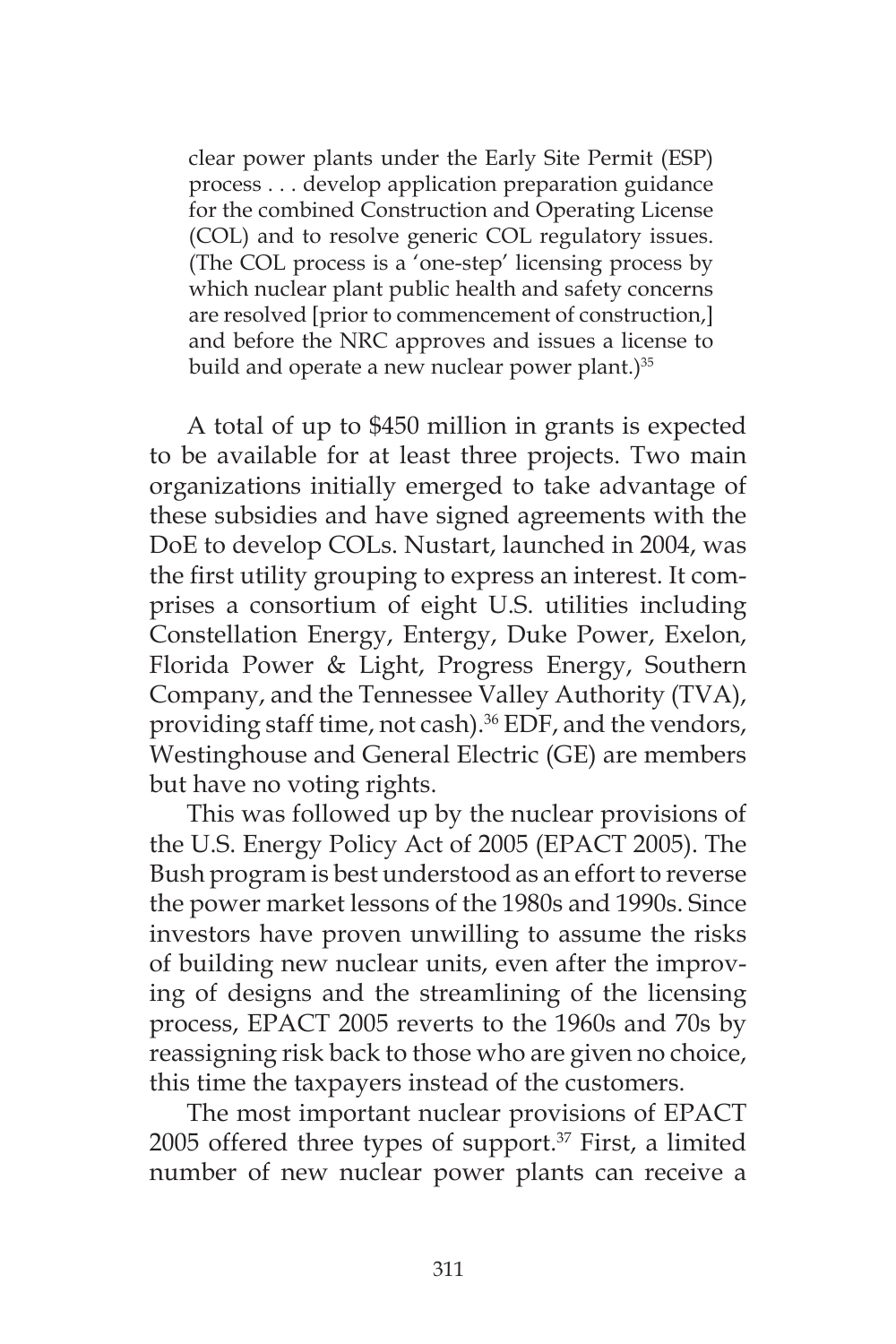> clear power plants under the Early Site Permit (ESP) process . . . develop application preparation guidance for the combined Construction and Operating License (COL) and to resolve generic COL regulatory issues. (The COL process is a 'one-step' licensing process by which nuclear plant public health and safety concerns are resolved [prior to commencement of construction,] and before the NRC approves and issues a license to build and operate a new nuclear power plant.)[35]

A total of up to $450 million in grants is expected to be available for at least three projects. Two main organizations initially emerged to take advantage of these subsidies and have signed agreements with the DoE to develop COLs. Nustart, launched in 2004, was the first utility grouping to express an interest. It comprises a consortium of eight U.S. utilities including Constellation Energy, Entergy, Duke Power, Exelon, Florida Power & Light, Progress Energy, Southern Company, and the Tennessee Valley Authority (TVA), providing staff time, not cash).[36] EDF, and the vendors, Westinghouse and General Electric (GE) are members but have no voting rights.

This was followed up by the nuclear provisions of the U.S. Energy Policy Act of 2005 (EPACT 2005). The Bush program is best understood as an effort to reverse the power market lessons of the 1980s and 1990s. Since investors have proven unwilling to assume the risks of building new nuclear units, even after the improving of designs and the streamlining of the licensing process, EPACT 2005 reverts to the 1960s and 70s by reassigning risk back to those who are given no choice, this time the taxpayers instead of the customers.

The most important nuclear provisions of EPACT 2005 offered three types of support.[37] First, a limited number of new nuclear power plants can receive a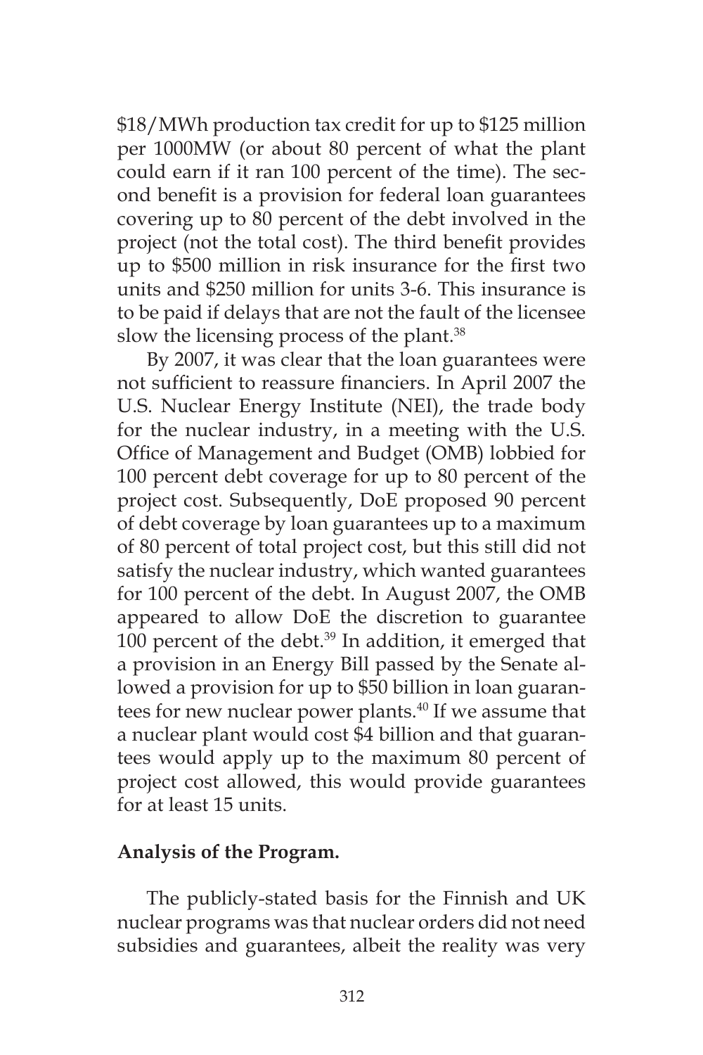$18/MWh production tax credit for up to $125 million per 1000MW (or about 80 percent of what the plant could earn if it ran 100 percent of the time). The second benefit is a provision for federal loan guarantees covering up to 80 percent of the debt involved in the project (not the total cost). The third benefit provides up to $500 million in risk insurance for the first two units and $250 million for units 3-6. This insurance is to be paid if delays that are not the fault of the licensee slow the licensing process of the plant.[38]

By 2007, it was clear that the loan guarantees were not sufficient to reassure financiers. In April 2007 the U.S. Nuclear Energy Institute (NEI), the trade body for the nuclear industry, in a meeting with the U.S. Office of Management and Budget (OMB) lobbied for 100 percent debt coverage for up to 80 percent of the project cost. Subsequently, DoE proposed 90 percent of debt coverage by loan guarantees up to a maximum of 80 percent of total project cost, but this still did not satisfy the nuclear industry, which wanted guarantees for 100 percent of the debt. In August 2007, the OMB appeared to allow DoE the discretion to guarantee 100 percent of the debt.[39] In addition, it emerged that a provision in an Energy Bill passed by the Senate allowed a provision for up to $50 billion in loan guarantees for new nuclear power plants.[40] If we assume that a nuclear plant would cost $4 billion and that guarantees would apply up to the maximum 80 percent of project cost allowed, this would provide guarantees for at least 15 units.

**Analysis of the Program.**

The publicly-stated basis for the Finnish and UK nuclear programs was that nuclear orders did not need subsidies and guarantees, albeit the reality was very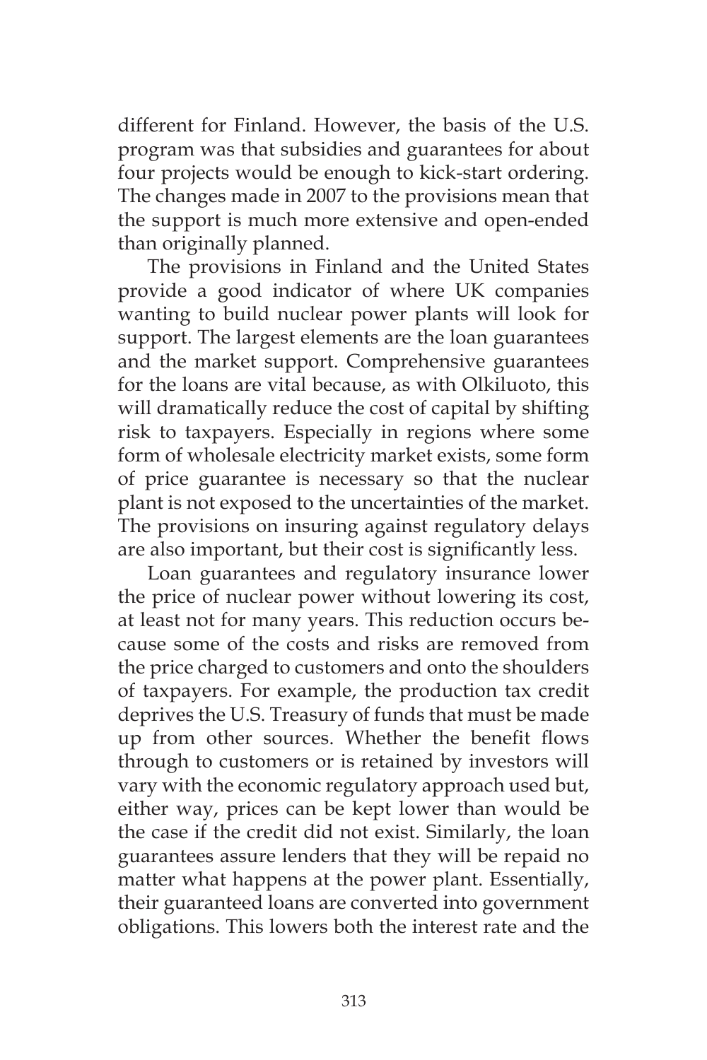different for Finland. However, the basis of the U.S. program was that subsidies and guarantees for about four projects would be enough to kick-start ordering. The changes made in 2007 to the provisions mean that the support is much more extensive and open-ended than originally planned.

The provisions in Finland and the United States provide a good indicator of where UK companies wanting to build nuclear power plants will look for support. The largest elements are the loan guarantees and the market support. Comprehensive guarantees for the loans are vital because, as with Olkiluoto, this will dramatically reduce the cost of capital by shifting risk to taxpayers. Especially in regions where some form of wholesale electricity market exists, some form of price guarantee is necessary so that the nuclear plant is not exposed to the uncertainties of the market. The provisions on insuring against regulatory delays are also important, but their cost is significantly less.

Loan guarantees and regulatory insurance lower the price of nuclear power without lowering its cost, at least not for many years. This reduction occurs because some of the costs and risks are removed from the price charged to customers and onto the shoulders of taxpayers. For example, the production tax credit deprives the U.S. Treasury of funds that must be made up from other sources. Whether the benefit flows through to customers or is retained by investors will vary with the economic regulatory approach used but, either way, prices can be kept lower than would be the case if the credit did not exist. Similarly, the loan guarantees assure lenders that they will be repaid no matter what happens at the power plant. Essentially, their guaranteed loans are converted into government obligations. This lowers both the interest rate and the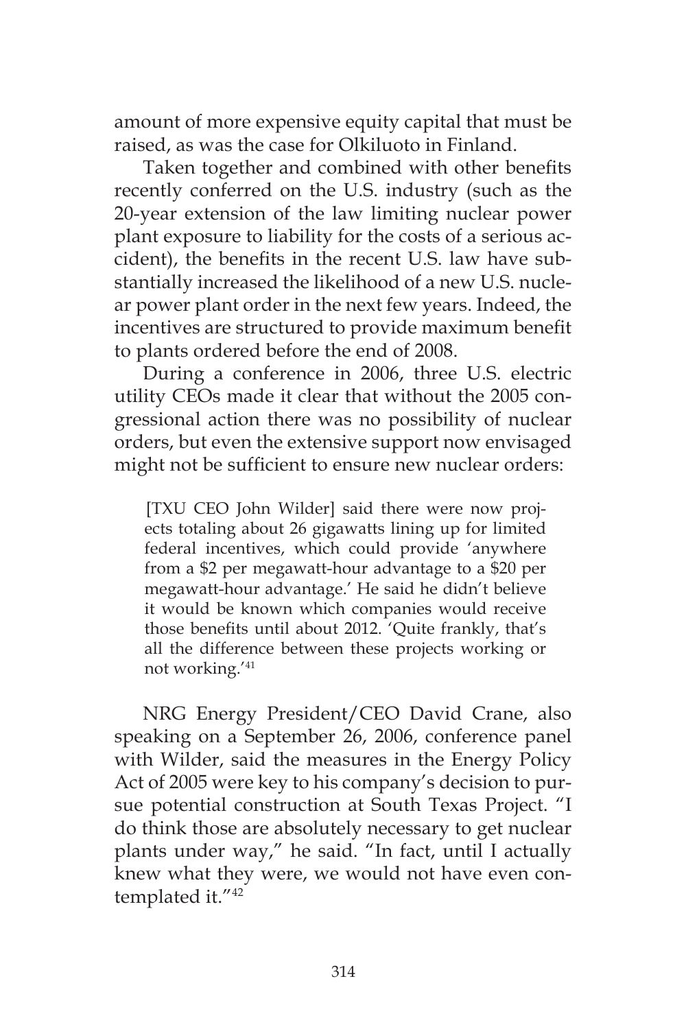amount of more expensive equity capital that must be raised, as was the case for Olkiluoto in Finland.

Taken together and combined with other benefits recently conferred on the U.S. industry (such as the 20-year extension of the law limiting nuclear power plant exposure to liability for the costs of a serious accident), the benefits in the recent U.S. law have substantially increased the likelihood of a new U.S. nuclear power plant order in the next few years. Indeed, the incentives are structured to provide maximum benefit to plants ordered before the end of 2008.

During a conference in 2006, three U.S. electric utility CEOs made it clear that without the 2005 congressional action there was no possibility of nuclear orders, but even the extensive support now envisaged might not be sufficient to ensure new nuclear orders:

> [TXU CEO John Wilder] said there were now projects totaling about 26 gigawatts lining up for limited federal incentives, which could provide 'anywhere from a $2 per megawatt-hour advantage to a $20 per megawatt-hour advantage.' He said he didn't believe it would be known which companies would receive those benefits until about 2012. 'Quite frankly, that's all the difference between these projects working or not working.'[41]

NRG Energy President/CEO David Crane, also speaking on a September 26, 2006, conference panel with Wilder, said the measures in the Energy Policy Act of 2005 were key to his company's decision to pursue potential construction at South Texas Project. "I do think those are absolutely necessary to get nuclear plants under way," he said. "In fact, until I actually knew what they were, we would not have even contemplated it."[42]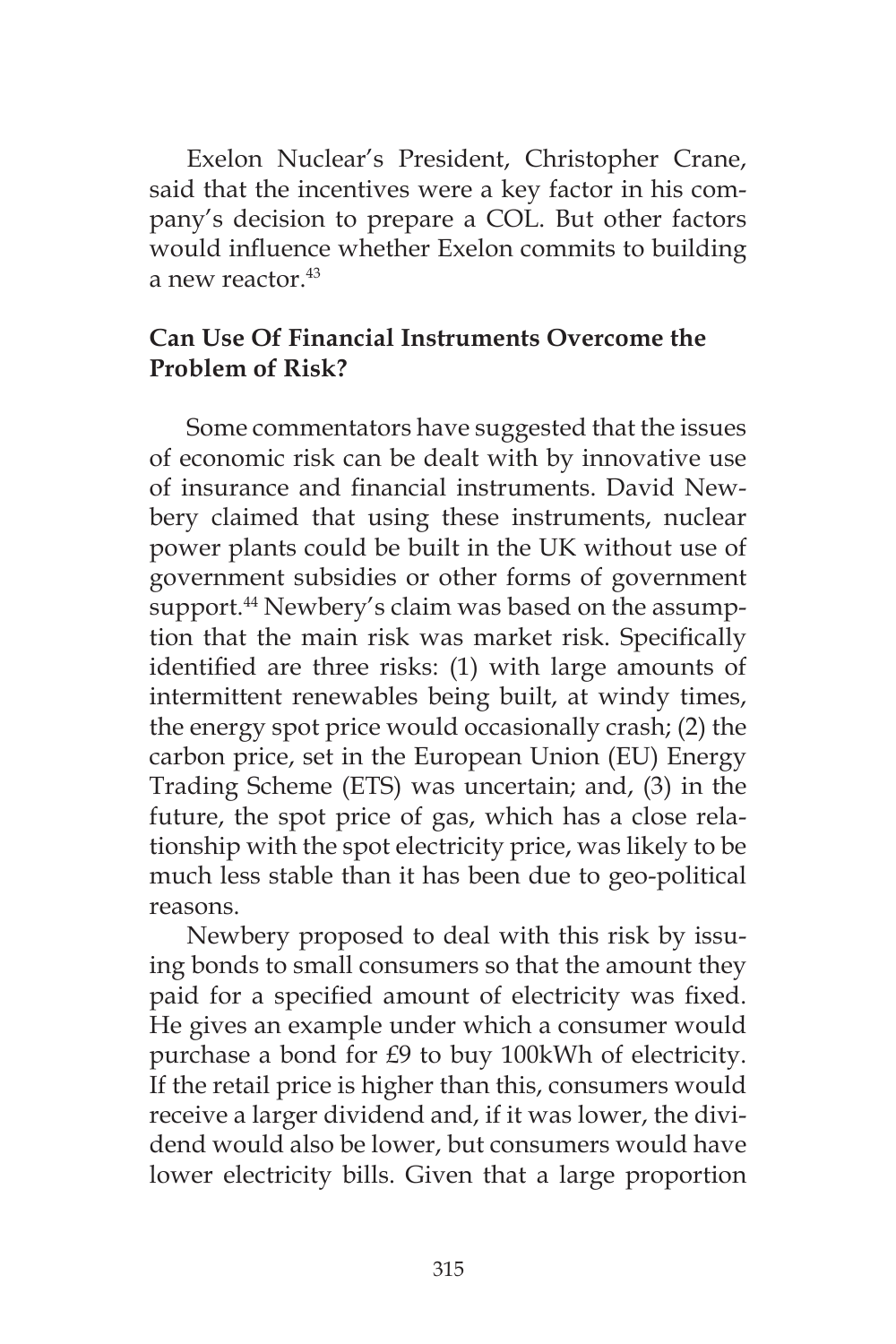Exelon Nuclear's President, Christopher Crane, said that the incentives were a key factor in his company's decision to prepare a COL. But other factors would influence whether Exelon commits to building a new reactor.[43]

### Can Use Of Financial Instruments Overcome the Problem of Risk?

Some commentators have suggested that the issues of economic risk can be dealt with by innovative use of insurance and financial instruments. David Newbery claimed that using these instruments, nuclear power plants could be built in the UK without use of government subsidies or other forms of government support.[44] Newbery's claim was based on the assumption that the main risk was market risk. Specifically identified are three risks: (1) with large amounts of intermittent renewables being built, at windy times, the energy spot price would occasionally crash; (2) the carbon price, set in the European Union (EU) Energy Trading Scheme (ETS) was uncertain; and, (3) in the future, the spot price of gas, which has a close relationship with the spot electricity price, was likely to be much less stable than it has been due to geo-political reasons.

Newbery proposed to deal with this risk by issuing bonds to small consumers so that the amount they paid for a specified amount of electricity was fixed. He gives an example under which a consumer would purchase a bond for £9 to buy 100kWh of electricity. If the retail price is higher than this, consumers would receive a larger dividend and, if it was lower, the dividend would also be lower, but consumers would have lower electricity bills. Given that a large proportion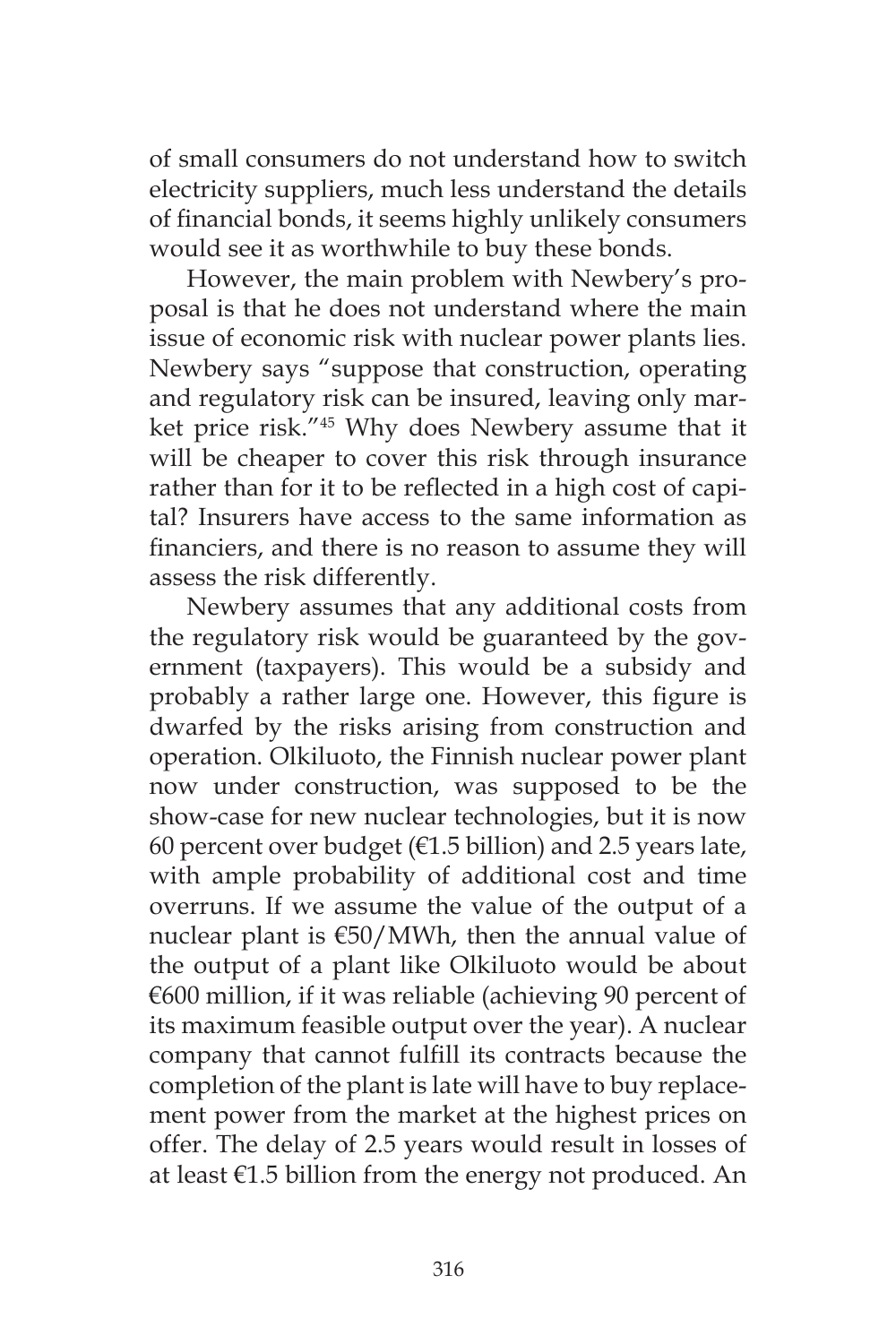of small consumers do not understand how to switch electricity suppliers, much less understand the details of financial bonds, it seems highly unlikely consumers would see it as worthwhile to buy these bonds.

However, the main problem with Newbery's proposal is that he does not understand where the main issue of economic risk with nuclear power plants lies. Newbery says "suppose that construction, operating and regulatory risk can be insured, leaving only market price risk."[45] Why does Newbery assume that it will be cheaper to cover this risk through insurance rather than for it to be reflected in a high cost of capital? Insurers have access to the same information as financiers, and there is no reason to assume they will assess the risk differently.

Newbery assumes that any additional costs from the regulatory risk would be guaranteed by the government (taxpayers). This would be a subsidy and probably a rather large one. However, this figure is dwarfed by the risks arising from construction and operation. Olkiluoto, the Finnish nuclear power plant now under construction, was supposed to be the show-case for new nuclear technologies, but it is now 60 percent over budget (€1.5 billion) and 2.5 years late, with ample probability of additional cost and time overruns. If we assume the value of the output of a nuclear plant is €50/MWh, then the annual value of the output of a plant like Olkiluoto would be about €600 million, if it was reliable (achieving 90 percent of its maximum feasible output over the year). A nuclear company that cannot fulfill its contracts because the completion of the plant is late will have to buy replacement power from the market at the highest prices on offer. The delay of 2.5 years would result in losses of at least €1.5 billion from the energy not produced. An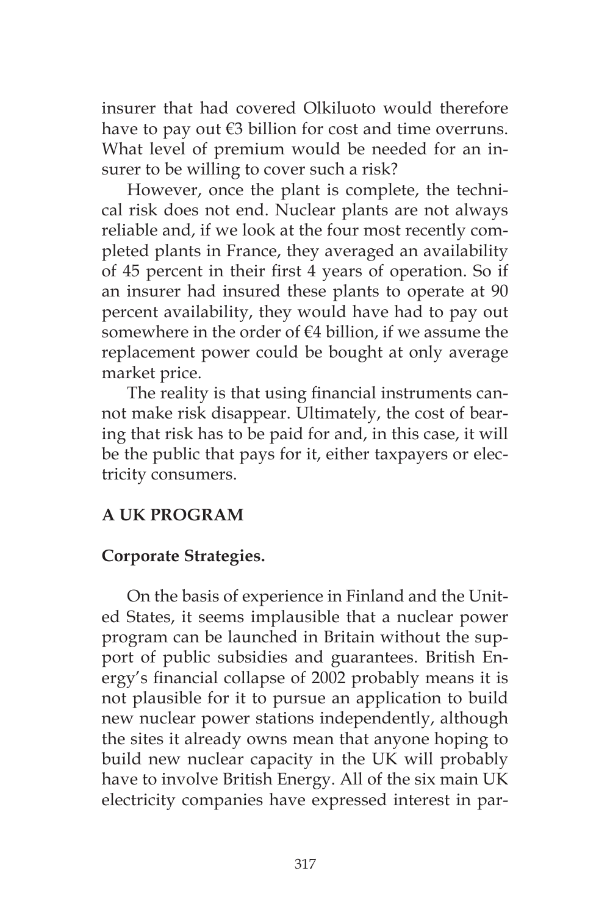insurer that had covered Olkiluoto would therefore have to pay out €3 billion for cost and time overruns. What level of premium would be needed for an insurer to be willing to cover such a risk?

However, once the plant is complete, the technical risk does not end. Nuclear plants are not always reliable and, if we look at the four most recently completed plants in France, they averaged an availability of 45 percent in their first 4 years of operation. So if an insurer had insured these plants to operate at 90 percent availability, they would have had to pay out somewhere in the order of €4 billion, if we assume the replacement power could be bought at only average market price.

The reality is that using financial instruments cannot make risk disappear. Ultimately, the cost of bearing that risk has to be paid for and, in this case, it will be the public that pays for it, either taxpayers or electricity consumers.

## A UK PROGRAM

### Corporate Strategies.

On the basis of experience in Finland and the United States, it seems implausible that a nuclear power program can be launched in Britain without the support of public subsidies and guarantees. British Energy's financial collapse of 2002 probably means it is not plausible for it to pursue an application to build new nuclear power stations independently, although the sites it already owns mean that anyone hoping to build new nuclear capacity in the UK will probably have to involve British Energy. All of the six main UK electricity companies have expressed interest in par-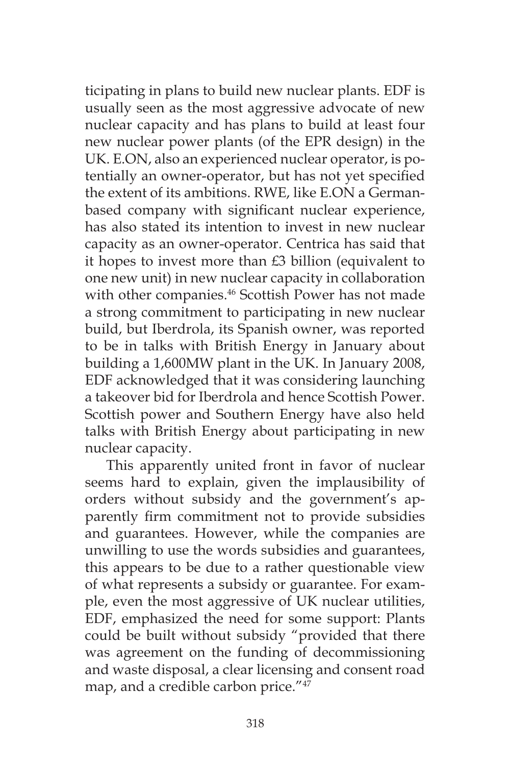ticipating in plans to build new nuclear plants. EDF is usually seen as the most aggressive advocate of new nuclear capacity and has plans to build at least four new nuclear power plants (of the EPR design) in the UK. E.ON, also an experienced nuclear operator, is potentially an owner-operator, but has not yet specified the extent of its ambitions. RWE, like E.ON a German-based company with significant nuclear experience, has also stated its intention to invest in new nuclear capacity as an owner-operator. Centrica has said that it hopes to invest more than £3 billion (equivalent to one new unit) in new nuclear capacity in collaboration with other companies.[46] Scottish Power has not made a strong commitment to participating in new nuclear build, but Iberdrola, its Spanish owner, was reported to be in talks with British Energy in January about building a 1,600MW plant in the UK. In January 2008, EDF acknowledged that it was considering launching a takeover bid for Iberdrola and hence Scottish Power. Scottish power and Southern Energy have also held talks with British Energy about participating in new nuclear capacity.

This apparently united front in favor of nuclear seems hard to explain, given the implausibility of orders without subsidy and the government's apparently firm commitment not to provide subsidies and guarantees. However, while the companies are unwilling to use the words subsidies and guarantees, this appears to be due to a rather questionable view of what represents a subsidy or guarantee. For example, even the most aggressive of UK nuclear utilities, EDF, emphasized the need for some support: Plants could be built without subsidy "provided that there was agreement on the funding of decommissioning and waste disposal, a clear licensing and consent road map, and a credible carbon price."[47]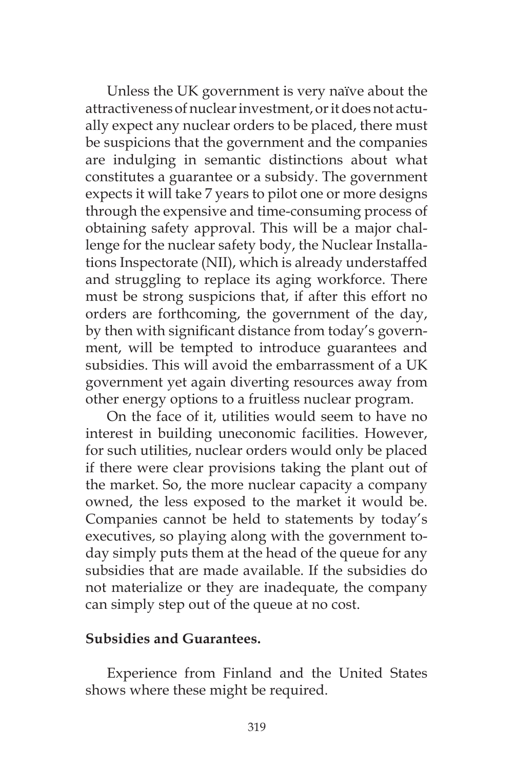Unless the UK government is very naïve about the attractiveness of nuclear investment, or it does not actually expect any nuclear orders to be placed, there must be suspicions that the government and the companies are indulging in semantic distinctions about what constitutes a guarantee or a subsidy. The government expects it will take 7 years to pilot one or more designs through the expensive and time-consuming process of obtaining safety approval. This will be a major challenge for the nuclear safety body, the Nuclear Installations Inspectorate (NII), which is already understaffed and struggling to replace its aging workforce. There must be strong suspicions that, if after this effort no orders are forthcoming, the government of the day, by then with significant distance from today's government, will be tempted to introduce guarantees and subsidies. This will avoid the embarrassment of a UK government yet again diverting resources away from other energy options to a fruitless nuclear program.

On the face of it, utilities would seem to have no interest in building uneconomic facilities. However, for such utilities, nuclear orders would only be placed if there were clear provisions taking the plant out of the market. So, the more nuclear capacity a company owned, the less exposed to the market it would be. Companies cannot be held to statements by today's executives, so playing along with the government today simply puts them at the head of the queue for any subsidies that are made available. If the subsidies do not materialize or they are inadequate, the company can simply step out of the queue at no cost.

**Subsidies and Guarantees.**

Experience from Finland and the United States shows where these might be required.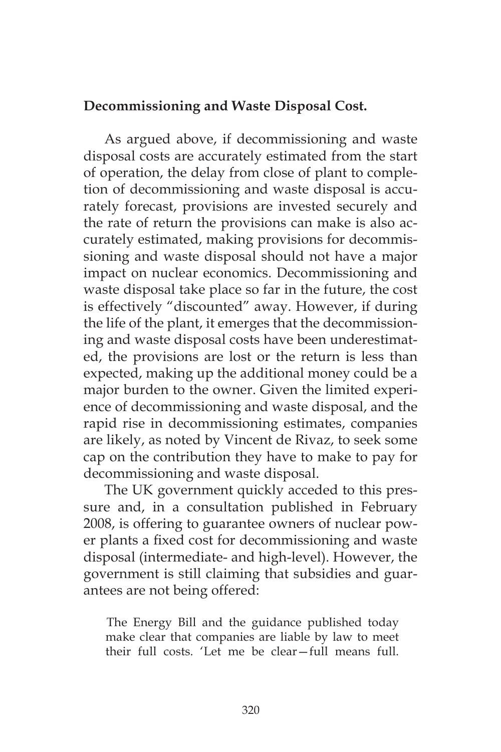**Decommissioning and Waste Disposal Cost.**

As argued above, if decommissioning and waste disposal costs are accurately estimated from the start of operation, the delay from close of plant to completion of decommissioning and waste disposal is accurately forecast, provisions are invested securely and the rate of return the provisions can make is also accurately estimated, making provisions for decommissioning and waste disposal should not have a major impact on nuclear economics. Decommissioning and waste disposal take place so far in the future, the cost is effectively "discounted" away. However, if during the life of the plant, it emerges that the decommissioning and waste disposal costs have been underestimated, the provisions are lost or the return is less than expected, making up the additional money could be a major burden to the owner. Given the limited experience of decommissioning and waste disposal, and the rapid rise in decommissioning estimates, companies are likely, as noted by Vincent de Rivaz, to seek some cap on the contribution they have to make to pay for decommissioning and waste disposal.

The UK government quickly acceded to this pressure and, in a consultation published in February 2008, is offering to guarantee owners of nuclear power plants a fixed cost for decommissioning and waste disposal (intermediate- and high-level). However, the government is still claiming that subsidies and guarantees are not being offered:

> The Energy Bill and the guidance published today make clear that companies are liable by law to meet their full costs. 'Let me be clear—full means full.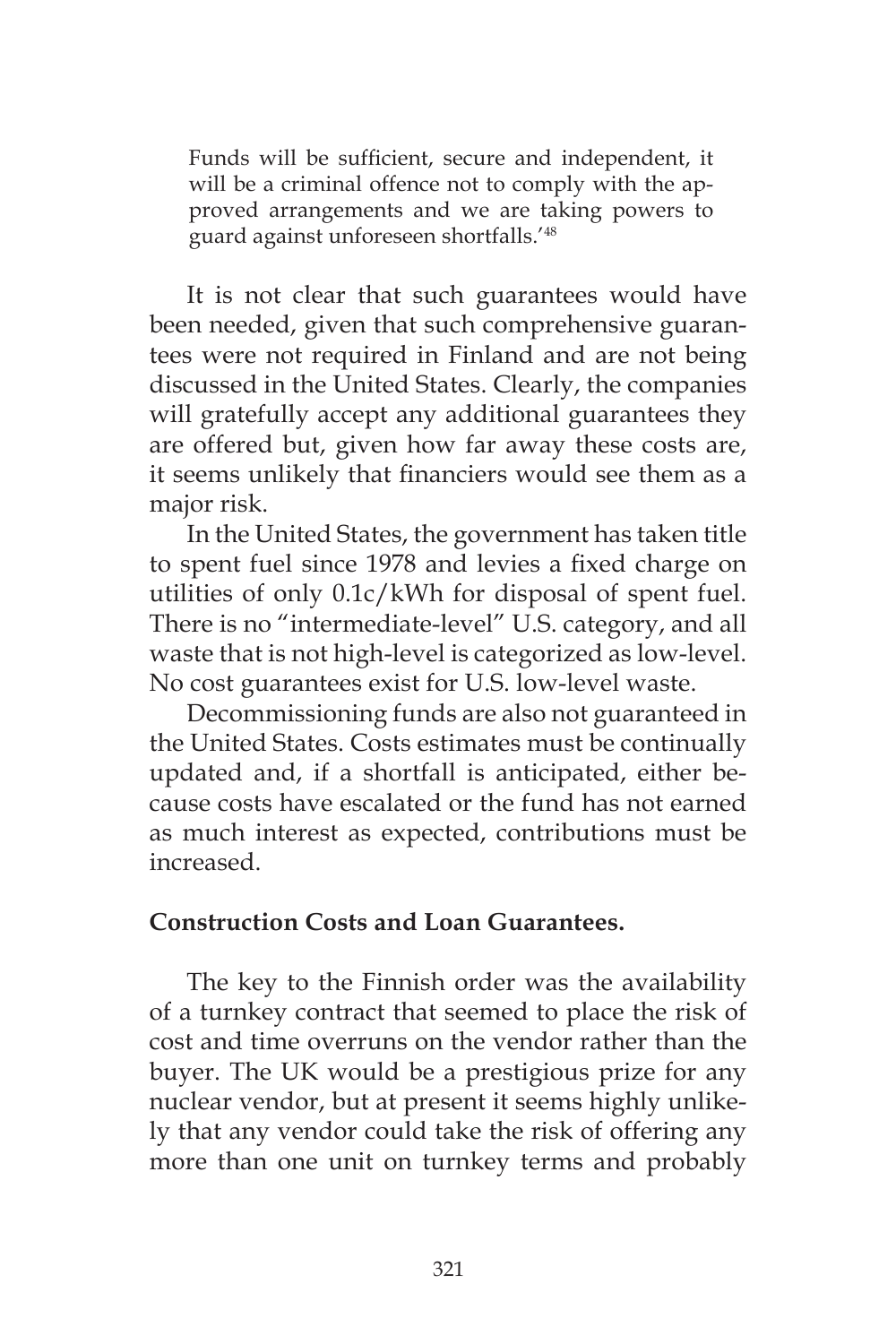> Funds will be sufficient, secure and independent, it will be a criminal offence not to comply with the approved arrangements and we are taking powers to guard against unforeseen shortfalls.'[48]

It is not clear that such guarantees would have been needed, given that such comprehensive guarantees were not required in Finland and are not being discussed in the United States. Clearly, the companies will gratefully accept any additional guarantees they are offered but, given how far away these costs are, it seems unlikely that financiers would see them as a major risk.

In the United States, the government has taken title to spent fuel since 1978 and levies a fixed charge on utilities of only 0.1c/kWh for disposal of spent fuel. There is no "intermediate-level" U.S. category, and all waste that is not high-level is categorized as low-level. No cost guarantees exist for U.S. low-level waste.

Decommissioning funds are also not guaranteed in the United States. Costs estimates must be continually updated and, if a shortfall is anticipated, either because costs have escalated or the fund has not earned as much interest as expected, contributions must be increased.

**Construction Costs and Loan Guarantees.**

The key to the Finnish order was the availability of a turnkey contract that seemed to place the risk of cost and time overruns on the vendor rather than the buyer. The UK would be a prestigious prize for any nuclear vendor, but at present it seems highly unlikely that any vendor could take the risk of offering any more than one unit on turnkey terms and probably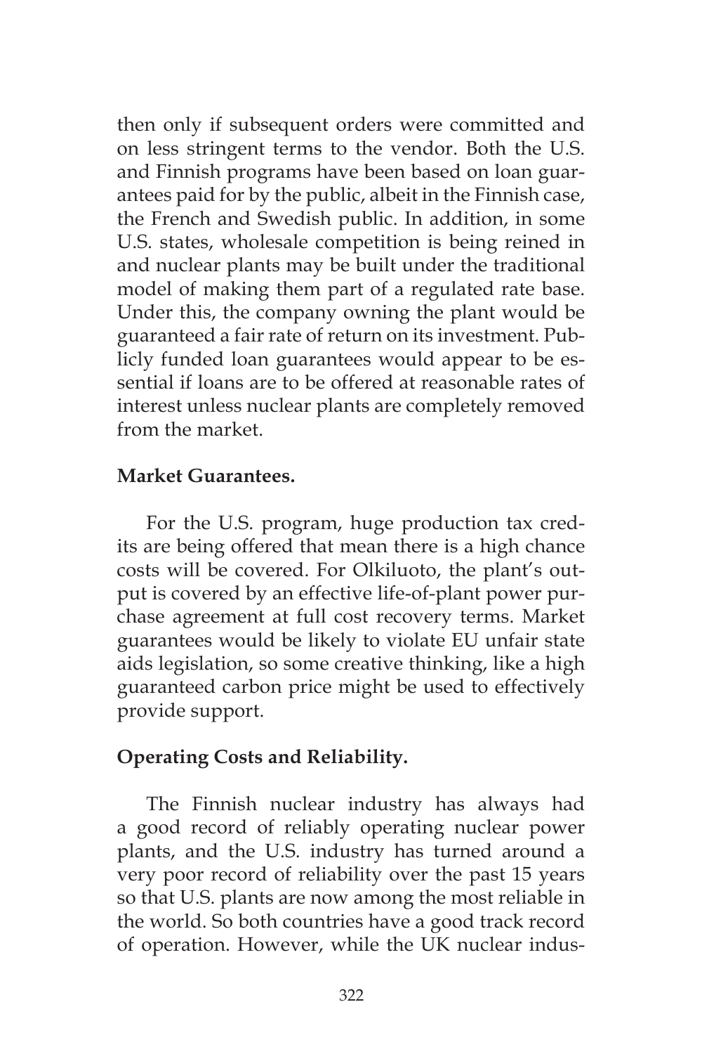then only if subsequent orders were committed and on less stringent terms to the vendor. Both the U.S. and Finnish programs have been based on loan guarantees paid for by the public, albeit in the Finnish case, the French and Swedish public. In addition, in some U.S. states, wholesale competition is being reined in and nuclear plants may be built under the traditional model of making them part of a regulated rate base. Under this, the company owning the plant would be guaranteed a fair rate of return on its investment. Publicly funded loan guarantees would appear to be essential if loans are to be offered at reasonable rates of interest unless nuclear plants are completely removed from the market.

**Market Guarantees.**

For the U.S. program, huge production tax credits are being offered that mean there is a high chance costs will be covered. For Olkiluoto, the plant's output is covered by an effective life-of-plant power purchase agreement at full cost recovery terms. Market guarantees would be likely to violate EU unfair state aids legislation, so some creative thinking, like a high guaranteed carbon price might be used to effectively provide support.

**Operating Costs and Reliability.**

The Finnish nuclear industry has always had a good record of reliably operating nuclear power plants, and the U.S. industry has turned around a very poor record of reliability over the past 15 years so that U.S. plants are now among the most reliable in the world. So both countries have a good track record of operation. However, while the UK nuclear indus-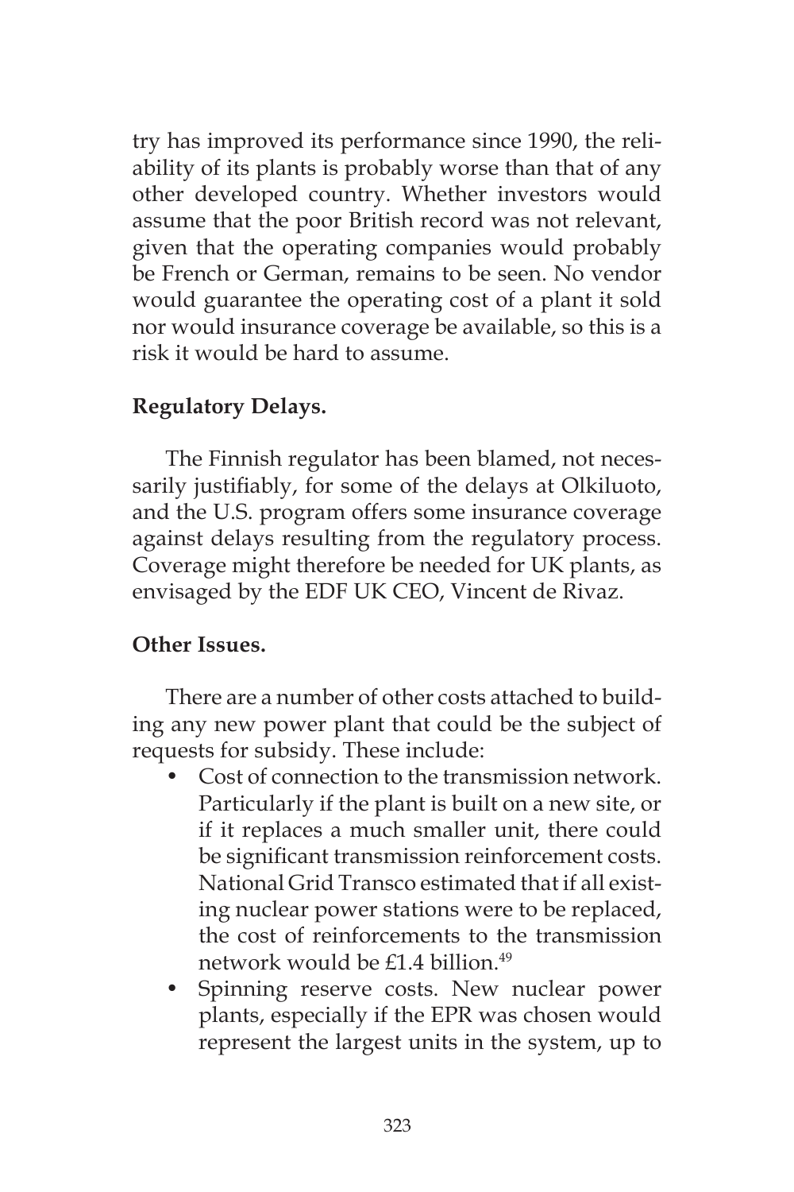try has improved its performance since 1990, the reliability of its plants is probably worse than that of any other developed country. Whether investors would assume that the poor British record was not relevant, given that the operating companies would probably be French or German, remains to be seen. No vendor would guarantee the operating cost of a plant it sold nor would insurance coverage be available, so this is a risk it would be hard to assume.

**Regulatory Delays.**

The Finnish regulator has been blamed, not necessarily justifiably, for some of the delays at Olkiluoto, and the U.S. program offers some insurance coverage against delays resulting from the regulatory process. Coverage might therefore be needed for UK plants, as envisaged by the EDF UK CEO, Vincent de Rivaz.

**Other Issues.**

There are a number of other costs attached to building any new power plant that could be the subject of requests for subsidy. These include:

- Cost of connection to the transmission network. Particularly if the plant is built on a new site, or if it replaces a much smaller unit, there could be significant transmission reinforcement costs. National Grid Transco estimated that if all existing nuclear power stations were to be replaced, the cost of reinforcements to the transmission network would be £1.4 billion.[49]
- Spinning reserve costs. New nuclear power plants, especially if the EPR was chosen would represent the largest units in the system, up to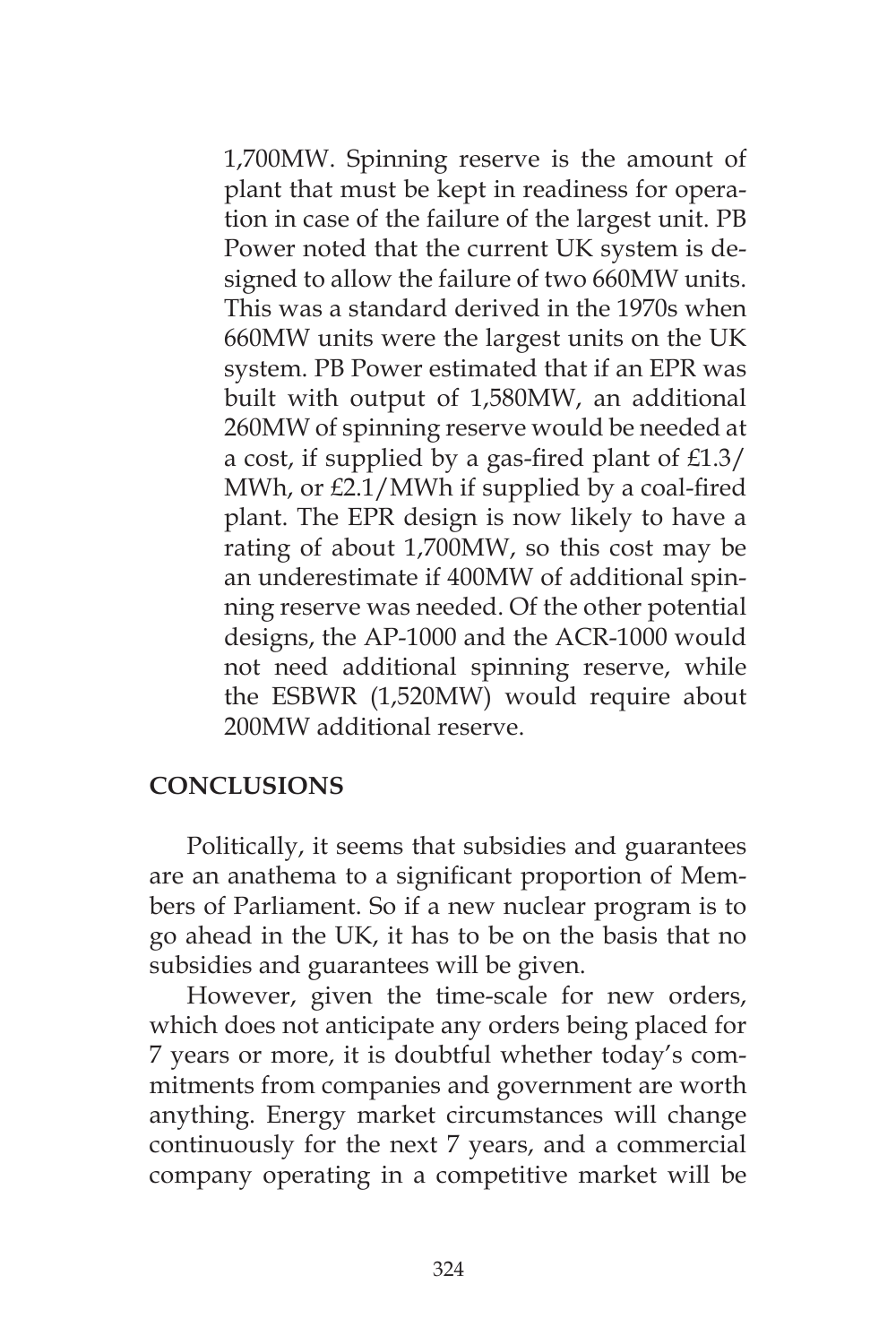1,700MW. Spinning reserve is the amount of plant that must be kept in readiness for operation in case of the failure of the largest unit. PB Power noted that the current UK system is designed to allow the failure of two 660MW units. This was a standard derived in the 1970s when 660MW units were the largest units on the UK system. PB Power estimated that if an EPR was built with output of 1,580MW, an additional 260MW of spinning reserve would be needed at a cost, if supplied by a gas-fired plant of £1.3/MWh, or £2.1/MWh if supplied by a coal-fired plant. The EPR design is now likely to have a rating of about 1,700MW, so this cost may be an underestimate if 400MW of additional spinning reserve was needed. Of the other potential designs, the AP-1000 and the ACR-1000 would not need additional spinning reserve, while the ESBWR (1,520MW) would require about 200MW additional reserve.

## CONCLUSIONS

Politically, it seems that subsidies and guarantees are an anathema to a significant proportion of Members of Parliament. So if a new nuclear program is to go ahead in the UK, it has to be on the basis that no subsidies and guarantees will be given.

However, given the time-scale for new orders, which does not anticipate any orders being placed for 7 years or more, it is doubtful whether today's commitments from companies and government are worth anything. Energy market circumstances will change continuously for the next 7 years, and a commercial company operating in a competitive market will be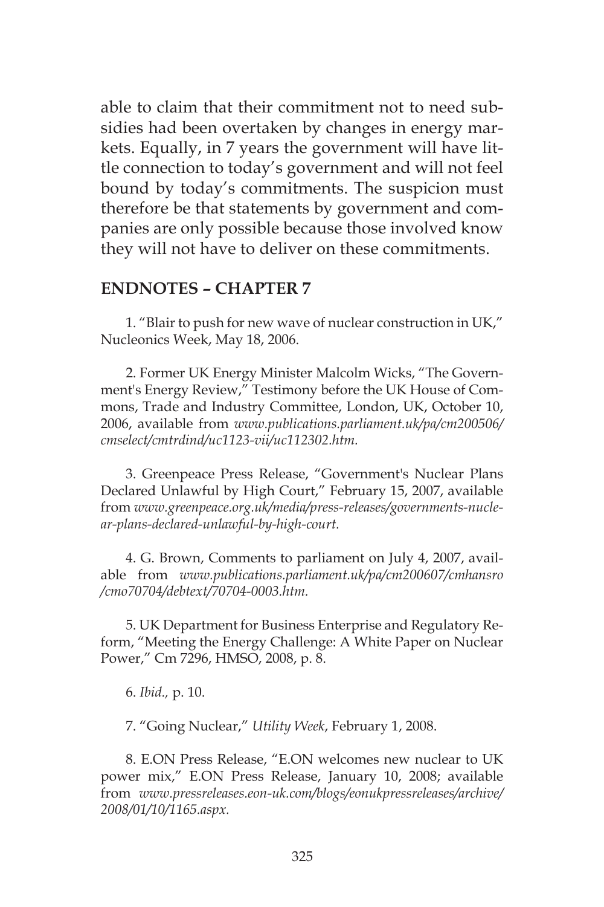able to claim that their commitment not to need subsidies had been overtaken by changes in energy markets. Equally, in 7 years the government will have little connection to today's government and will not feel bound by today's commitments. The suspicion must therefore be that statements by government and companies are only possible because those involved know they will not have to deliver on these commitments.

## ENDNOTES – CHAPTER 7

1. "Blair to push for new wave of nuclear construction in UK," Nucleonics Week, May 18, 2006.

2. Former UK Energy Minister Malcolm Wicks, "The Government's Energy Review," Testimony before the UK House of Commons, Trade and Industry Committee, London, UK, October 10, 2006, available from *www.publications.parliament.uk/pa/cm200506/cmselect/cmtrdind/uc1123-vii/uc112302.htm.*

3. Greenpeace Press Release, "Government's Nuclear Plans Declared Unlawful by High Court," February 15, 2007, available from *www.greenpeace.org.uk/media/press-releases/governments-nuclear-plans-declared-unlawful-by-high-court.*

4. G. Brown, Comments to parliament on July 4, 2007, available from *www.publications.parliament.uk/pa/cm200607/cmhansro/cmo70704/debtext/70704-0003.htm.*

5. UK Department for Business Enterprise and Regulatory Reform, "Meeting the Energy Challenge: A White Paper on Nuclear Power," Cm 7296, HMSO, 2008, p. 8.

6. *Ibid.,* p. 10.

7. "Going Nuclear," *Utility Week*, February 1, 2008.

8. E.ON Press Release, "E.ON welcomes new nuclear to UK power mix," E.ON Press Release, January 10, 2008; available from *www.pressreleases.eon-uk.com/blogs/eonukpressreleases/archive/2008/01/10/1165.aspx.*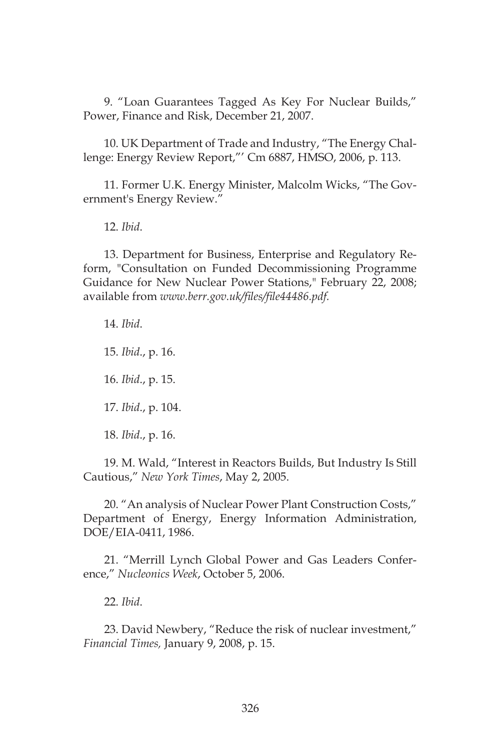9. “Loan Guarantees Tagged As Key For Nuclear Builds,” Power, Finance and Risk, December 21, 2007.

10. UK Department of Trade and Industry, “The Energy Challenge: Energy Review Report,”’ Cm 6887, HMSO, 2006, p. 113.

11. Former U.K. Energy Minister, Malcolm Wicks, “The Government's Energy Review.”

12. *Ibid*.

13. Department for Business, Enterprise and Regulatory Reform, "Consultation on Funded Decommissioning Programme Guidance for New Nuclear Power Stations," February 22, 2008; available from *www.berr.gov.uk/files/file44486.pdf*.

14. *Ibid*.

15. *Ibid*., p. 16.

16. *Ibid*., p. 15.

17. *Ibid*., p. 104.

18. *Ibid*., p. 16.

19. M. Wald, “Interest in Reactors Builds, But Industry Is Still Cautious,” *New York Times*, May 2, 2005.

20. “An analysis of Nuclear Power Plant Construction Costs,” Department of Energy, Energy Information Administration, DOE/EIA-0411, 1986.

21. “Merrill Lynch Global Power and Gas Leaders Conference,” *Nucleonics Week*, October 5, 2006.

22. *Ibid*.

23. David Newbery, “Reduce the risk of nuclear investment,” *Financial Times,* January 9, 2008, p. 15.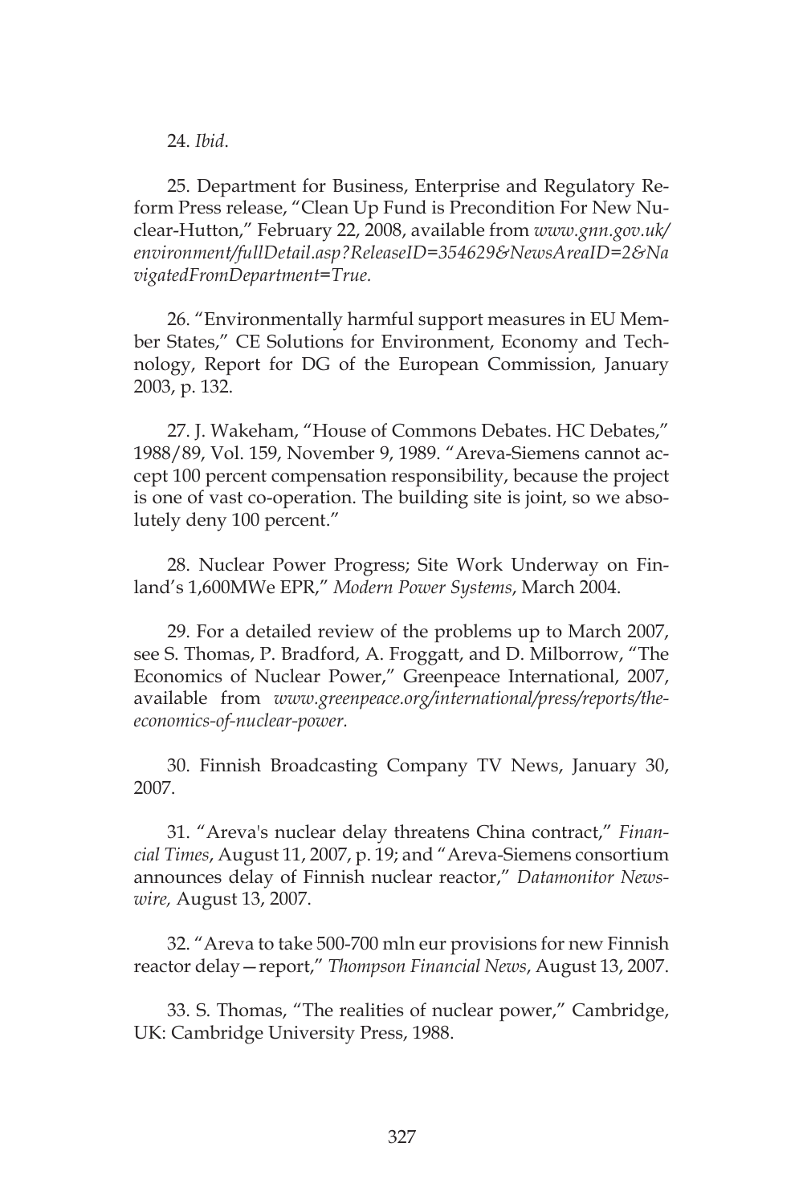24. *Ibid*.

25. Department for Business, Enterprise and Regulatory Reform Press release, "Clean Up Fund is Precondition For New Nuclear-Hutton," February 22, 2008, available from *www.gnn.gov.uk/environment/fullDetail.asp?ReleaseID=354629&NewsAreaID=2&NavigatedFromDepartment=True.*

26. "Environmentally harmful support measures in EU Member States," CE Solutions for Environment, Economy and Technology, Report for DG of the European Commission, January 2003, p. 132.

27. J. Wakeham, "House of Commons Debates. HC Debates," 1988/89, Vol. 159, November 9, 1989. "Areva-Siemens cannot accept 100 percent compensation responsibility, because the project is one of vast co-operation. The building site is joint, so we absolutely deny 100 percent."

28. Nuclear Power Progress; Site Work Underway on Finland's 1,600MWe EPR," *Modern Power Systems*, March 2004.

29. For a detailed review of the problems up to March 2007, see S. Thomas, P. Bradford, A. Froggatt, and D. Milborrow, "The Economics of Nuclear Power," Greenpeace International, 2007, available from *www.greenpeace.org/international/press/reports/the-economics-of-nuclear-power.*

30. Finnish Broadcasting Company TV News, January 30, 2007.

31. "Areva's nuclear delay threatens China contract," *Financial Times*, August 11, 2007, p. 19; and "Areva-Siemens consortium announces delay of Finnish nuclear reactor," *Datamonitor Newswire,* August 13, 2007.

32. "Areva to take 500-700 mln eur provisions for new Finnish reactor delay—report," *Thompson Financial News*, August 13, 2007.

33. S. Thomas, "The realities of nuclear power," Cambridge, UK: Cambridge University Press, 1988.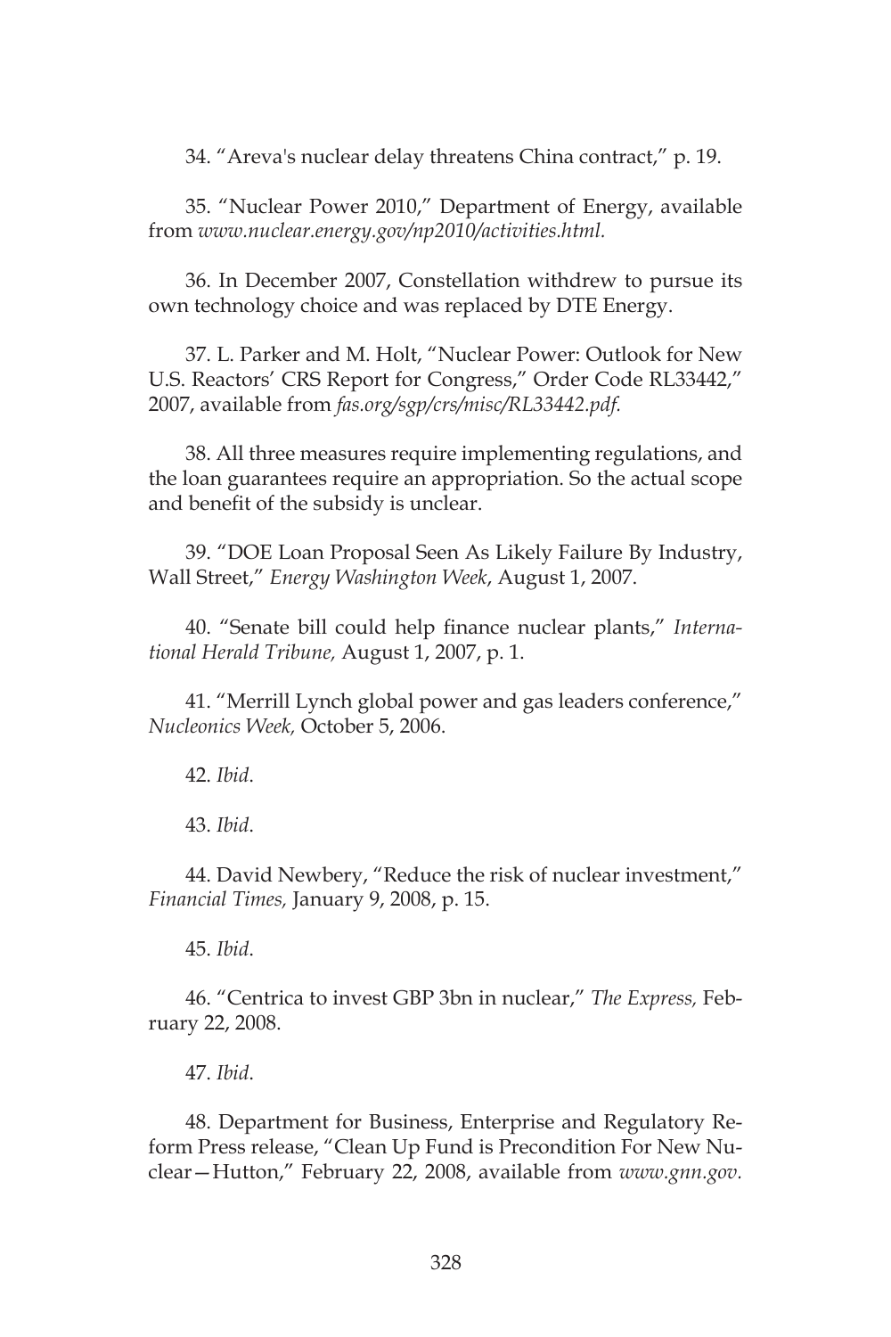34. "Areva's nuclear delay threatens China contract," p. 19.

35. "Nuclear Power 2010," Department of Energy, available from *www.nuclear.energy.gov/np2010/activities.html.*

36. In December 2007, Constellation withdrew to pursue its own technology choice and was replaced by DTE Energy.

37. L. Parker and M. Holt, "Nuclear Power: Outlook for New U.S. Reactors' CRS Report for Congress," Order Code RL33442," 2007, available from *fas.org/sgp/crs/misc/RL33442.pdf.*

38. All three measures require implementing regulations, and the loan guarantees require an appropriation. So the actual scope and benefit of the subsidy is unclear.

39. "DOE Loan Proposal Seen As Likely Failure By Industry, Wall Street," *Energy Washington Week*, August 1, 2007.

40. "Senate bill could help finance nuclear plants," *International Herald Tribune,* August 1, 2007, p. 1.

41. "Merrill Lynch global power and gas leaders conference," *Nucleonics Week,* October 5, 2006.

42. *Ibid*.

43. *Ibid*.

44. David Newbery, "Reduce the risk of nuclear investment," *Financial Times,* January 9, 2008, p. 15.

45. *Ibid*.

46. "Centrica to invest GBP 3bn in nuclear," *The Express,* February 22, 2008.

47. *Ibid*.

48. Department for Business, Enterprise and Regulatory Reform Press release, "Clean Up Fund is Precondition For New Nuclear—Hutton," February 22, 2008, available from *www.gnn.gov.*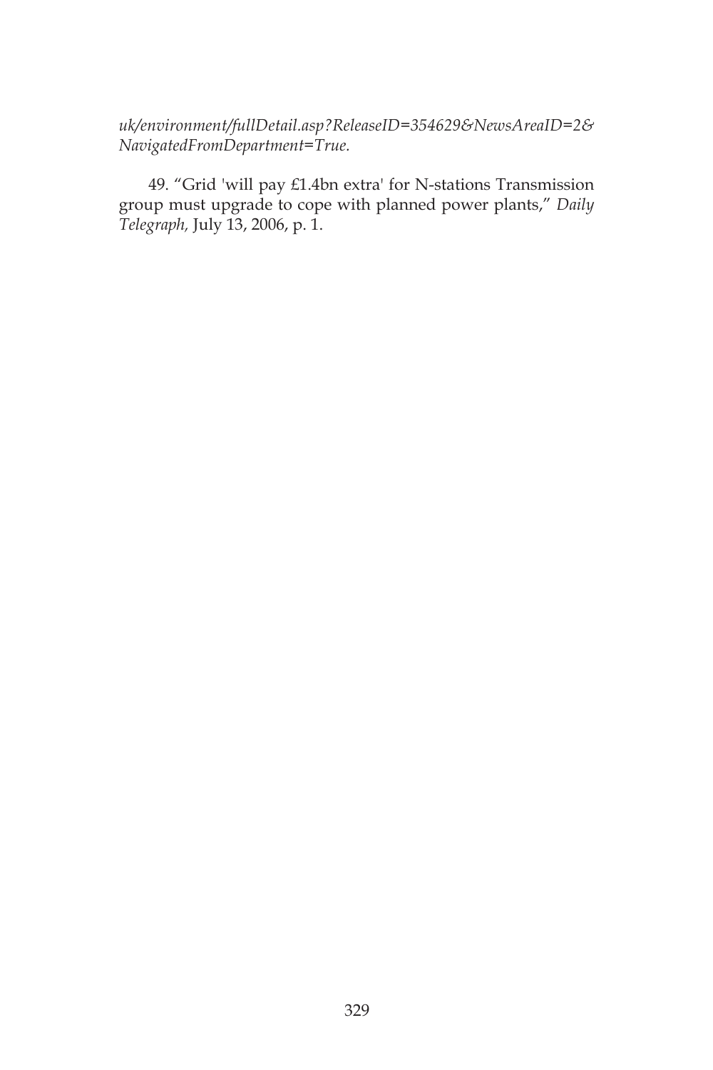*uk/environment/fullDetail.asp?ReleaseID=354629&NewsAreaID=2&NavigatedFromDepartment=True.*

49. "Grid 'will pay £1.4bn extra' for N-stations Transmission group must upgrade to cope with planned power plants," *Daily Telegraph,* July 13, 2006, p. 1.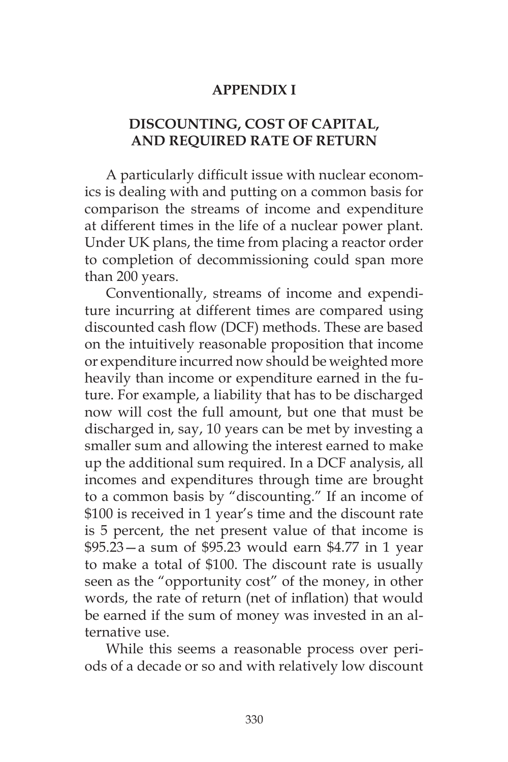# APPENDIX I

## DISCOUNTING, COST OF CAPITAL, AND REQUIRED RATE OF RETURN

A particularly difficult issue with nuclear economics is dealing with and putting on a common basis for comparison the streams of income and expenditure at different times in the life of a nuclear power plant. Under UK plans, the time from placing a reactor order to completion of decommissioning could span more than 200 years.

Conventionally, streams of income and expenditure incurring at different times are compared using discounted cash flow (DCF) methods. These are based on the intuitively reasonable proposition that income or expenditure incurred now should be weighted more heavily than income or expenditure earned in the future. For example, a liability that has to be discharged now will cost the full amount, but one that must be discharged in, say, 10 years can be met by investing a smaller sum and allowing the interest earned to make up the additional sum required. In a DCF analysis, all incomes and expenditures through time are brought to a common basis by "discounting." If an income of $100 is received in 1 year's time and the discount rate is 5 percent, the net present value of that income is $95.23—a sum of $95.23 would earn $4.77 in 1 year to make a total of $100. The discount rate is usually seen as the "opportunity cost" of the money, in other words, the rate of return (net of inflation) that would be earned if the sum of money was invested in an alternative use.

While this seems a reasonable process over periods of a decade or so and with relatively low discount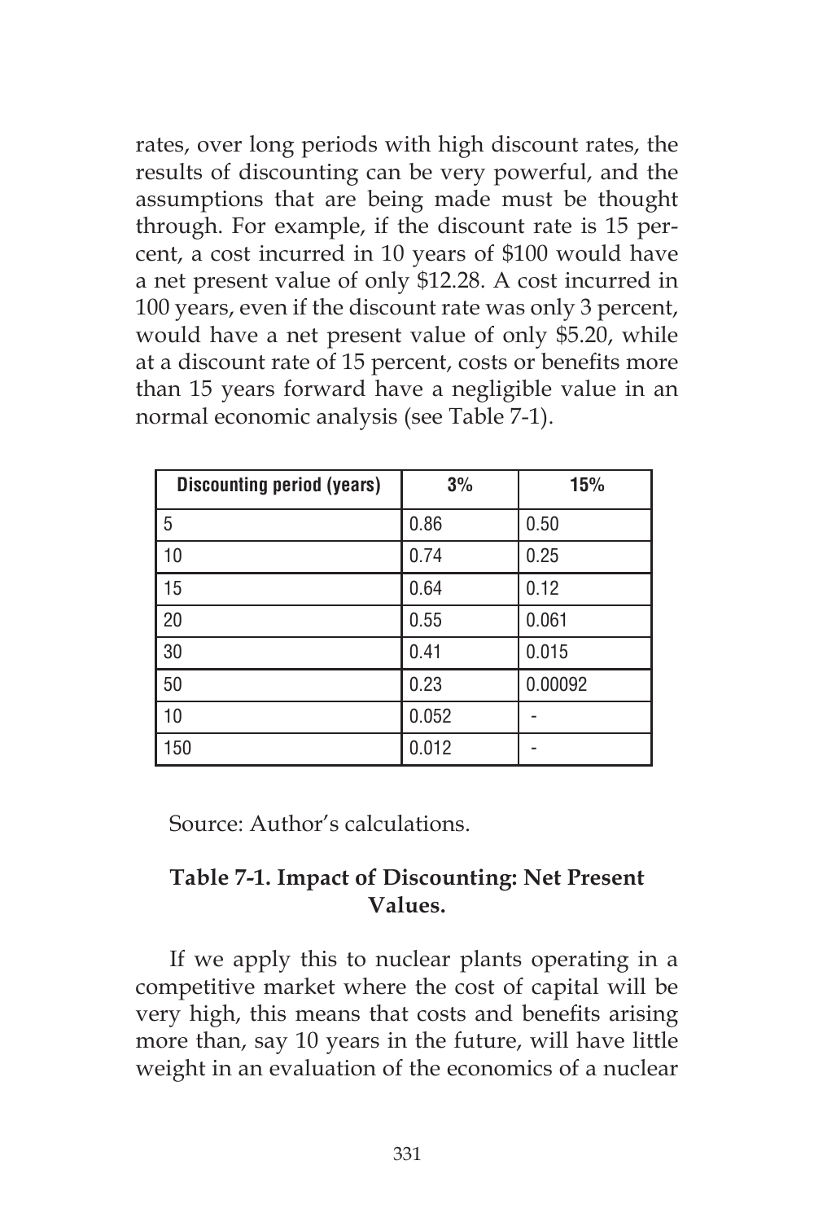rates, over long periods with high discount rates, the results of discounting can be very powerful, and the assumptions that are being made must be thought through. For example, if the discount rate is 15 percent, a cost incurred in 10 years of $100 would have a net present value of only $12.28. A cost incurred in 100 years, even if the discount rate was only 3 percent, would have a net present value of only $5.20, while at a discount rate of 15 percent, costs or benefits more than 15 years forward have a negligible value in an normal economic analysis (see Table 7-1).

| Discounting period (years) | 3% | 15% |
|---|---|---|
| 5 | 0.86 | 0.50 |
| 10 | 0.74 | 0.25 |
| 15 | 0.64 | 0.12 |
| 20 | 0.55 | 0.061 |
| 30 | 0.41 | 0.015 |
| 50 | 0.23 | 0.00092 |
| 10 | 0.052 | - |
| 150 | 0.012 | - |

Source: Author's calculations.

**Table 7-1. Impact of Discounting: Net Present Values.**

If we apply this to nuclear plants operating in a competitive market where the cost of capital will be very high, this means that costs and benefits arising more than, say 10 years in the future, will have little weight in an evaluation of the economics of a nuclear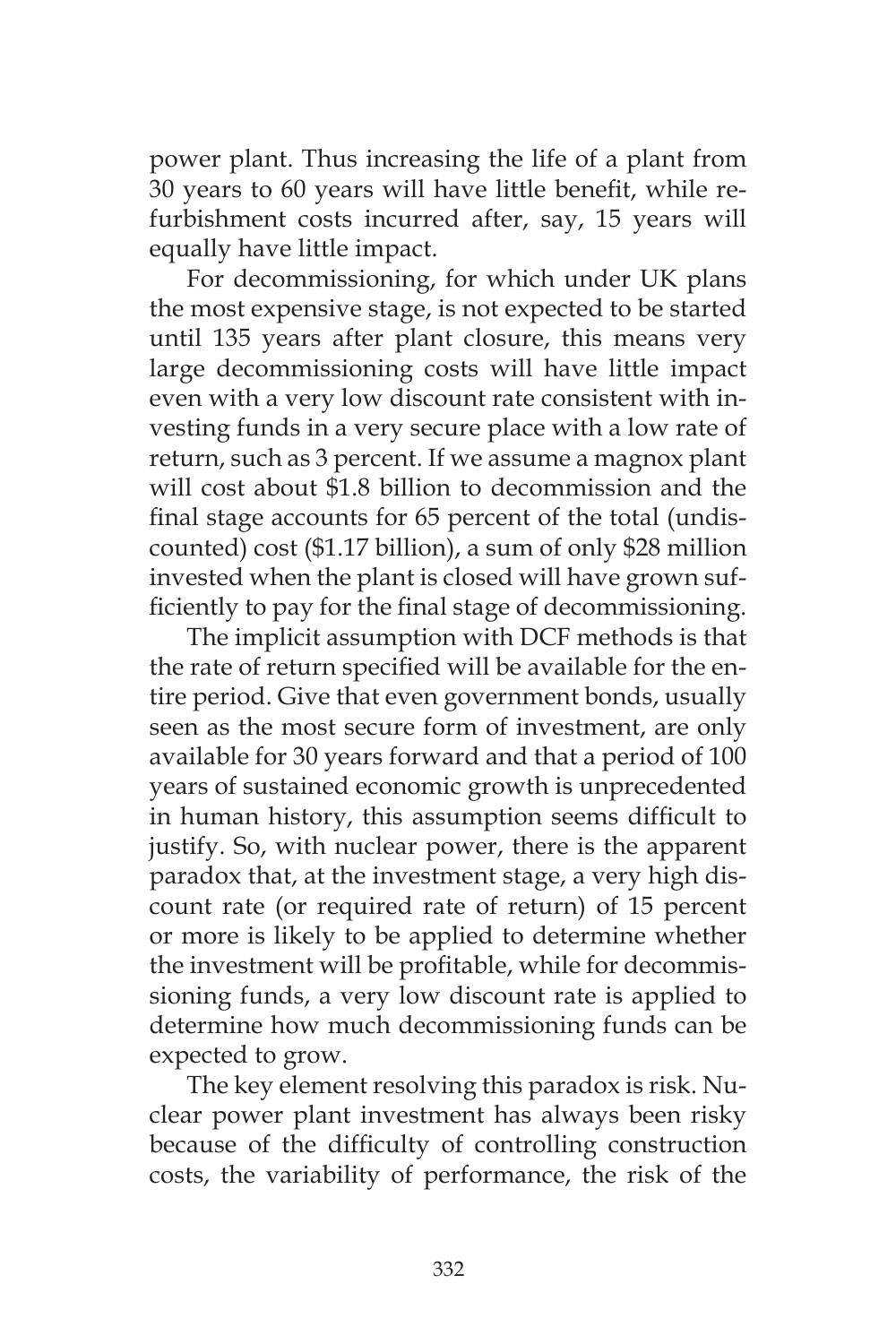power plant. Thus increasing the life of a plant from 30 years to 60 years will have little benefit, while refurbishment costs incurred after, say, 15 years will equally have little impact.

For decommissioning, for which under UK plans the most expensive stage, is not expected to be started until 135 years after plant closure, this means very large decommissioning costs will have little impact even with a very low discount rate consistent with investing funds in a very secure place with a low rate of return, such as 3 percent. If we assume a magnox plant will cost about $1.8 billion to decommission and the final stage accounts for 65 percent of the total (undiscounted) cost ($1.17 billion), a sum of only $28 million invested when the plant is closed will have grown sufficiently to pay for the final stage of decommissioning.

The implicit assumption with DCF methods is that the rate of return specified will be available for the entire period. Give that even government bonds, usually seen as the most secure form of investment, are only available for 30 years forward and that a period of 100 years of sustained economic growth is unprecedented in human history, this assumption seems difficult to justify. So, with nuclear power, there is the apparent paradox that, at the investment stage, a very high discount rate (or required rate of return) of 15 percent or more is likely to be applied to determine whether the investment will be profitable, while for decommissioning funds, a very low discount rate is applied to determine how much decommissioning funds can be expected to grow.

The key element resolving this paradox is risk. Nuclear power plant investment has always been risky because of the difficulty of controlling construction costs, the variability of performance, the risk of the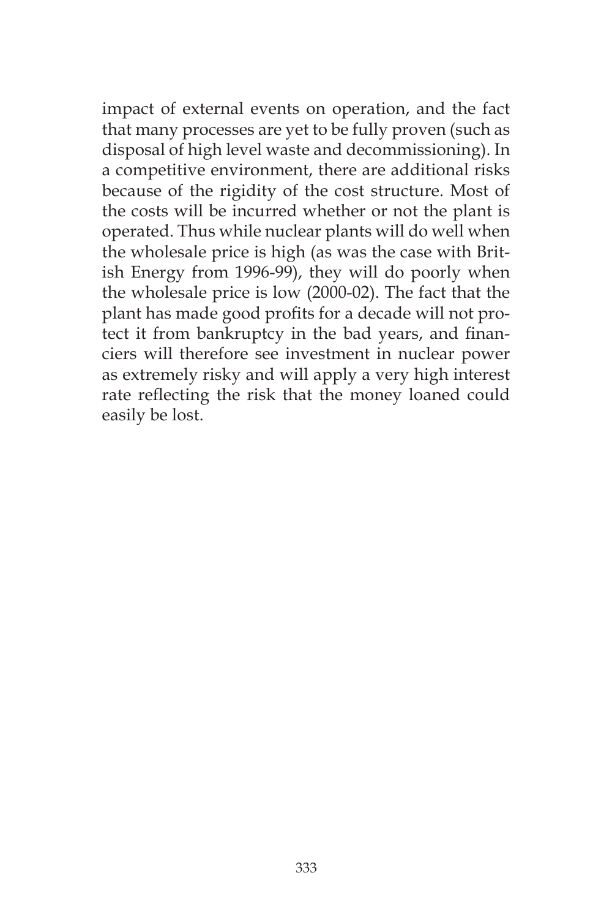impact of external events on operation, and the fact that many processes are yet to be fully proven (such as disposal of high level waste and decommissioning). In a competitive environment, there are additional risks because of the rigidity of the cost structure. Most of the costs will be incurred whether or not the plant is operated. Thus while nuclear plants will do well when the wholesale price is high (as was the case with British Energy from 1996-99), they will do poorly when the wholesale price is low (2000-02). The fact that the plant has made good profits for a decade will not protect it from bankruptcy in the bad years, and financiers will therefore see investment in nuclear power as extremely risky and will apply a very high interest rate reflecting the risk that the money loaned could easily be lost.